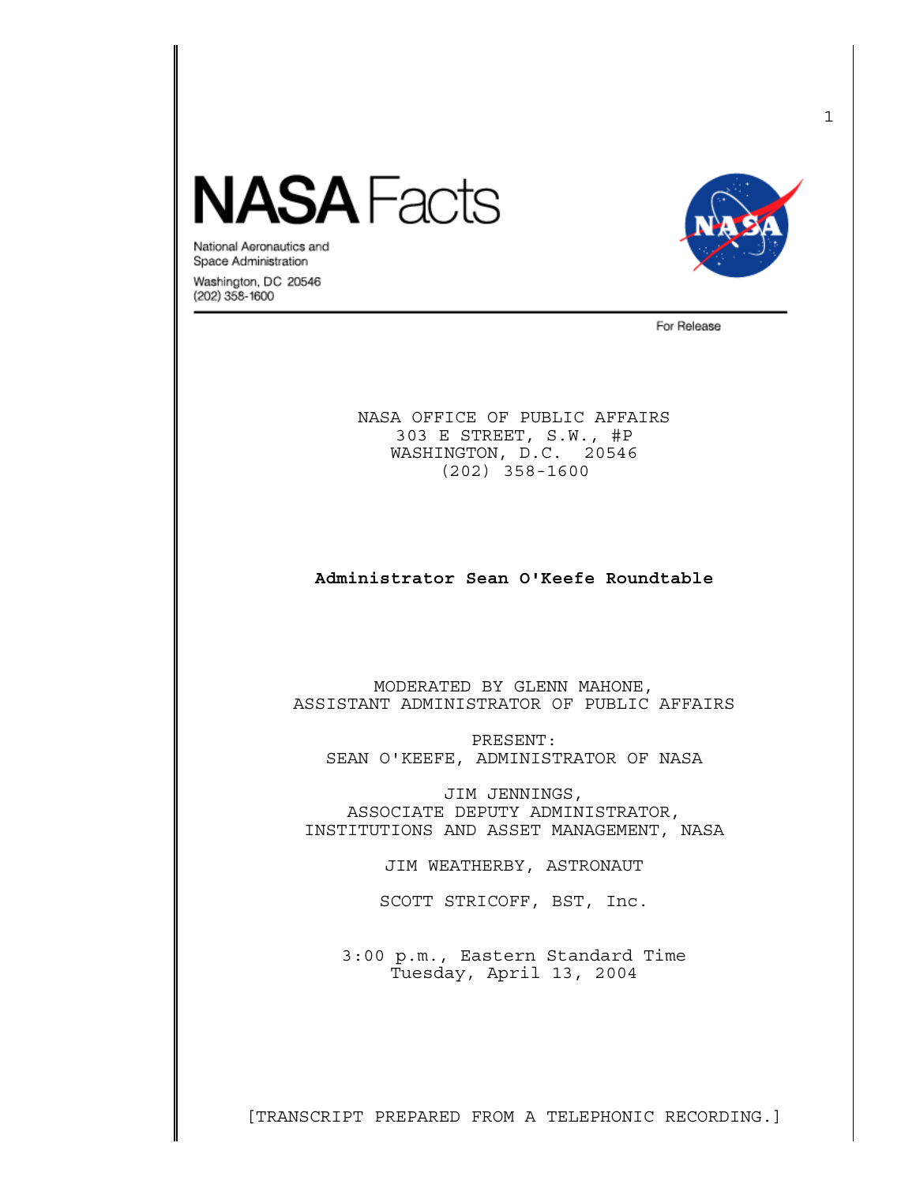# NASA Facts

National Aeronautics and
Space Administration

Washington, DC 20546
(202) 358-1600

For Release

NASA OFFICE OF PUBLIC AFFAIRS
303 E STREET, S.W., #P
WASHINGTON, D.C. 20546
(202) 358-1600

**Administrator Sean O'Keefe Roundtable**

MODERATED BY GLENN MAHONE,
ASSISTANT ADMINISTRATOR OF PUBLIC AFFAIRS

PRESENT:
SEAN O'KEEFE, ADMINISTRATOR OF NASA

JIM JENNINGS,
ASSOCIATE DEPUTY ADMINISTRATOR,
INSTITUTIONS AND ASSET MANAGEMENT, NASA

JIM WEATHERBY, ASTRONAUT

SCOTT STRICOFF, BST, Inc.

3:00 p.m., Eastern Standard Time
Tuesday, April 13, 2004

[TRANSCRIPT PREPARED FROM A TELEPHONIC RECORDING.]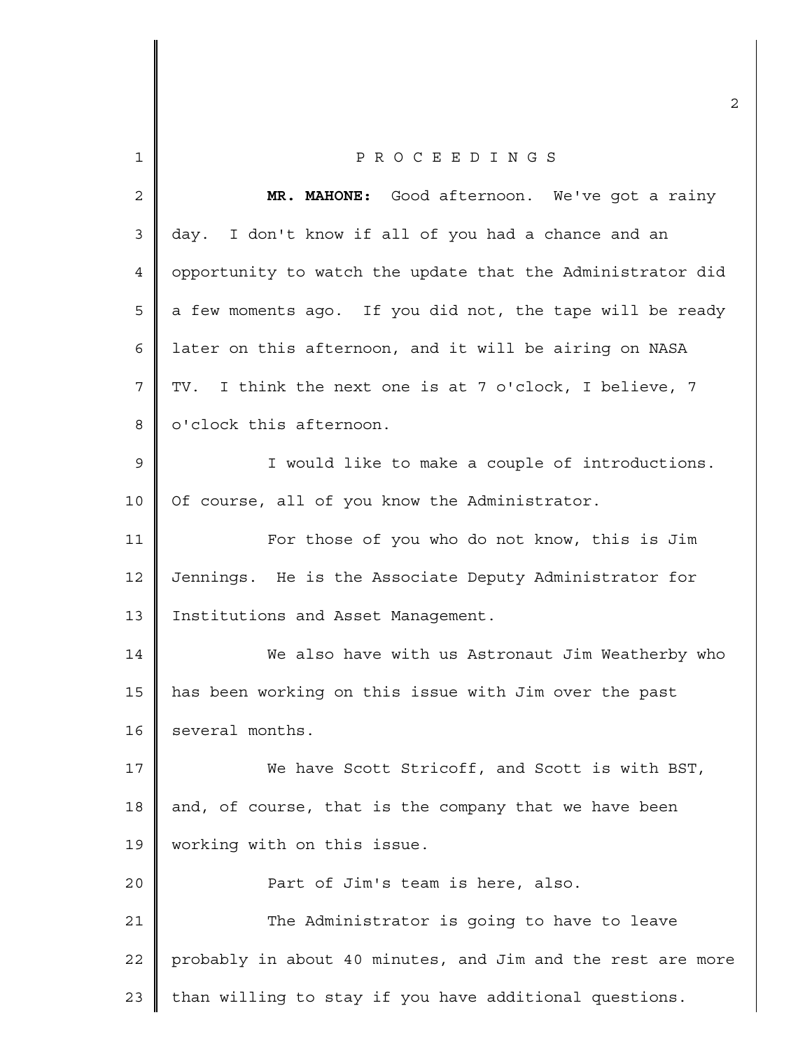P R O C E E D I N G S

**MR. MAHONE:** Good afternoon. We've got a rainy day. I don't know if all of you had a chance and an opportunity to watch the update that the Administrator did a few moments ago. If you did not, the tape will be ready later on this afternoon, and it will be airing on NASA TV. I think the next one is at 7 o'clock, I believe, 7 o'clock this afternoon.

I would like to make a couple of introductions. Of course, all of you know the Administrator.

For those of you who do not know, this is Jim Jennings. He is the Associate Deputy Administrator for Institutions and Asset Management.

We also have with us Astronaut Jim Weatherby who has been working on this issue with Jim over the past several months.

We have Scott Stricoff, and Scott is with BST, and, of course, that is the company that we have been working with on this issue.

Part of Jim's team is here, also.

The Administrator is going to have to leave probably in about 40 minutes, and Jim and the rest are more than willing to stay if you have additional questions.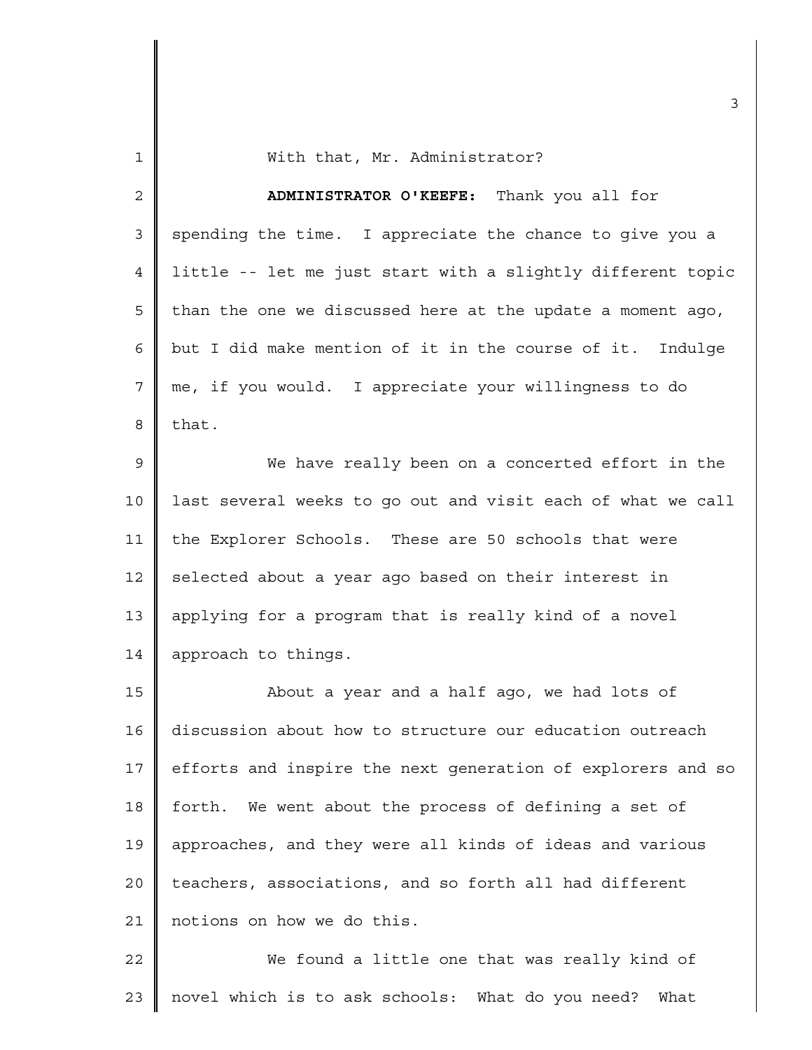With that, Mr. Administrator?

**ADMINISTRATOR O'KEEFE:** Thank you all for spending the time. I appreciate the chance to give you a little -- let me just start with a slightly different topic than the one we discussed here at the update a moment ago, but I did make mention of it in the course of it. Indulge me, if you would. I appreciate your willingness to do that.

We have really been on a concerted effort in the last several weeks to go out and visit each of what we call the Explorer Schools. These are 50 schools that were selected about a year ago based on their interest in applying for a program that is really kind of a novel approach to things.

About a year and a half ago, we had lots of discussion about how to structure our education outreach efforts and inspire the next generation of explorers and so forth. We went about the process of defining a set of approaches, and they were all kinds of ideas and various teachers, associations, and so forth all had different notions on how we do this.

We found a little one that was really kind of novel which is to ask schools: What do you need? What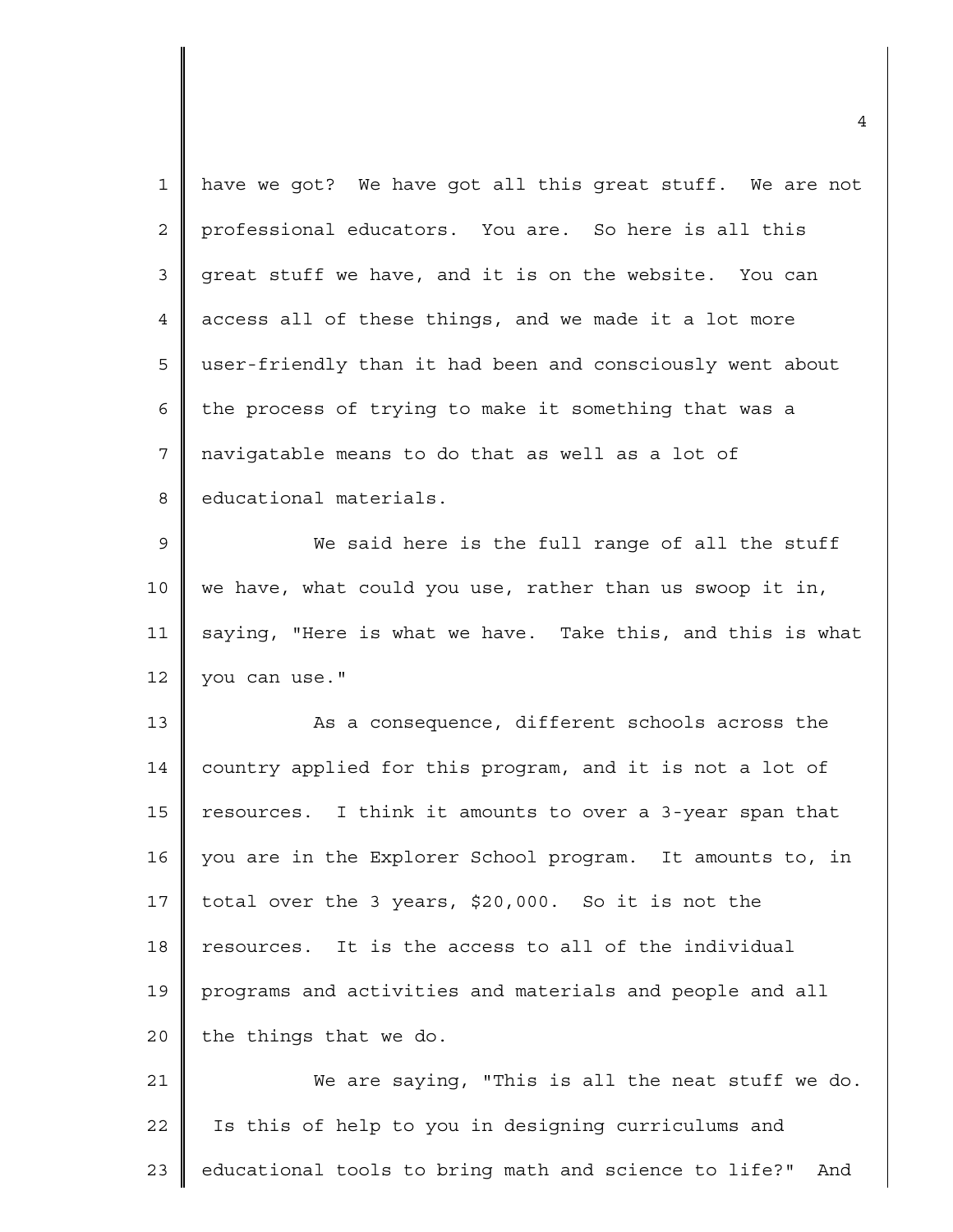have we got? We have got all this great stuff. We are not professional educators. You are. So here is all this great stuff we have, and it is on the website. You can access all of these things, and we made it a lot more user-friendly than it had been and consciously went about the process of trying to make it something that was a navigatable means to do that as well as a lot of educational materials.

We said here is the full range of all the stuff we have, what could you use, rather than us swoop it in, saying, "Here is what we have. Take this, and this is what you can use."

As a consequence, different schools across the country applied for this program, and it is not a lot of resources. I think it amounts to over a 3-year span that you are in the Explorer School program. It amounts to, in total over the 3 years, $20,000. So it is not the resources. It is the access to all of the individual programs and activities and materials and people and all the things that we do.

We are saying, "This is all the neat stuff we do. Is this of help to you in designing curriculums and educational tools to bring math and science to life?" And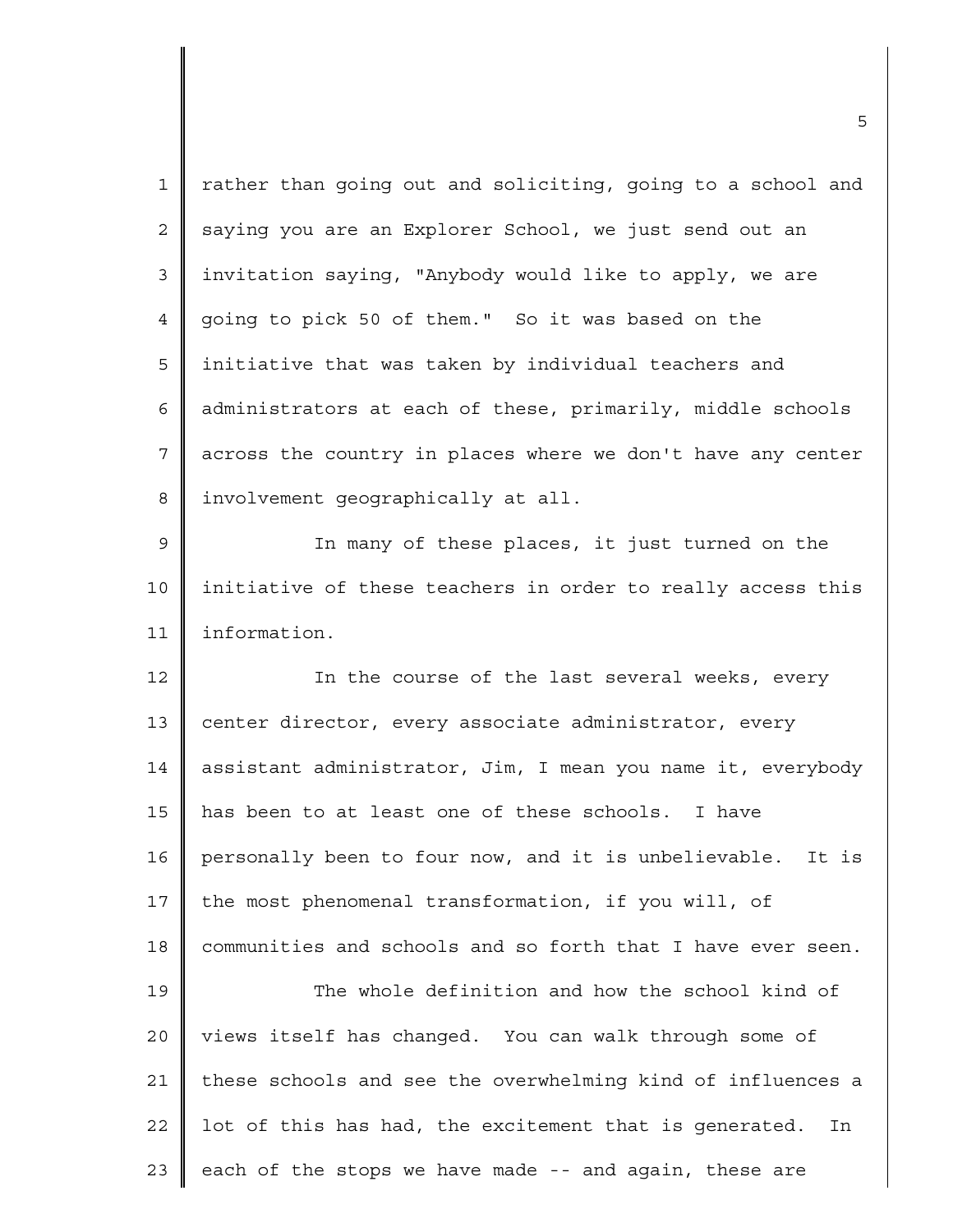rather than going out and soliciting, going to a school and saying you are an Explorer School, we just send out an invitation saying, "Anybody would like to apply, we are going to pick 50 of them." So it was based on the initiative that was taken by individual teachers and administrators at each of these, primarily, middle schools across the country in places where we don't have any center involvement geographically at all.

In many of these places, it just turned on the initiative of these teachers in order to really access this information.

In the course of the last several weeks, every center director, every associate administrator, every assistant administrator, Jim, I mean you name it, everybody has been to at least one of these schools. I have personally been to four now, and it is unbelievable. It is the most phenomenal transformation, if you will, of communities and schools and so forth that I have ever seen.

The whole definition and how the school kind of views itself has changed. You can walk through some of these schools and see the overwhelming kind of influences a lot of this has had, the excitement that is generated. In each of the stops we have made -- and again, these are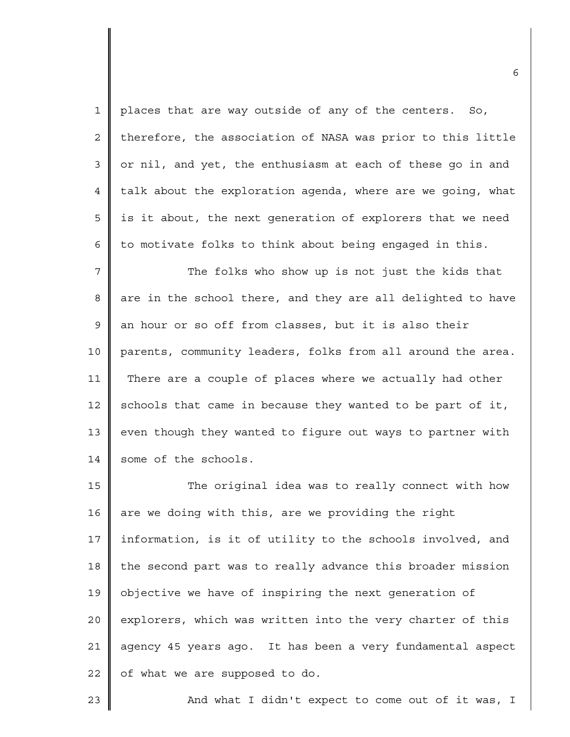places that are way outside of any of the centers. So, therefore, the association of NASA was prior to this little or nil, and yet, the enthusiasm at each of these go in and talk about the exploration agenda, where are we going, what is it about, the next generation of explorers that we need to motivate folks to think about being engaged in this.

The folks who show up is not just the kids that are in the school there, and they are all delighted to have an hour or so off from classes, but it is also their parents, community leaders, folks from all around the area. There are a couple of places where we actually had other schools that came in because they wanted to be part of it, even though they wanted to figure out ways to partner with some of the schools.

The original idea was to really connect with how are we doing with this, are we providing the right information, is it of utility to the schools involved, and the second part was to really advance this broader mission objective we have of inspiring the next generation of explorers, which was written into the very charter of this agency 45 years ago. It has been a very fundamental aspect of what we are supposed to do.

And what I didn't expect to come out of it was, I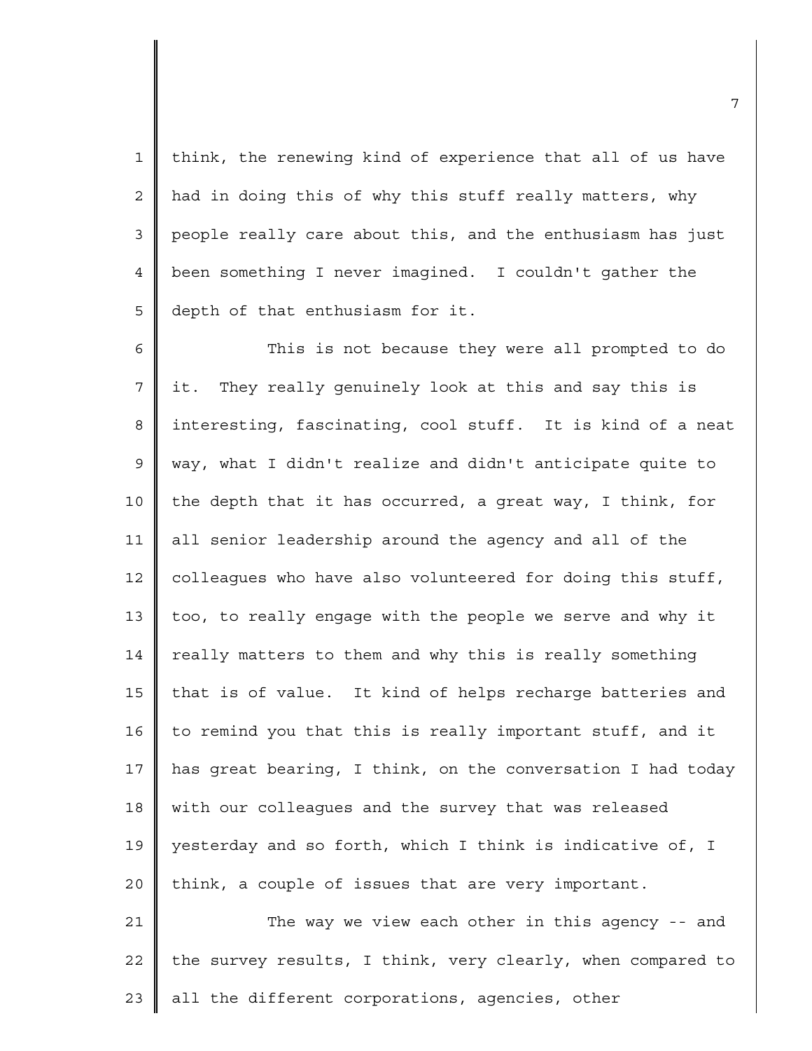think, the renewing kind of experience that all of us have had in doing this of why this stuff really matters, why people really care about this, and the enthusiasm has just been something I never imagined. I couldn't gather the depth of that enthusiasm for it.

This is not because they were all prompted to do it. They really genuinely look at this and say this is interesting, fascinating, cool stuff. It is kind of a neat way, what I didn't realize and didn't anticipate quite to the depth that it has occurred, a great way, I think, for all senior leadership around the agency and all of the colleagues who have also volunteered for doing this stuff, too, to really engage with the people we serve and why it really matters to them and why this is really something that is of value. It kind of helps recharge batteries and to remind you that this is really important stuff, and it has great bearing, I think, on the conversation I had today with our colleagues and the survey that was released yesterday and so forth, which I think is indicative of, I think, a couple of issues that are very important.

The way we view each other in this agency -- and the survey results, I think, very clearly, when compared to all the different corporations, agencies, other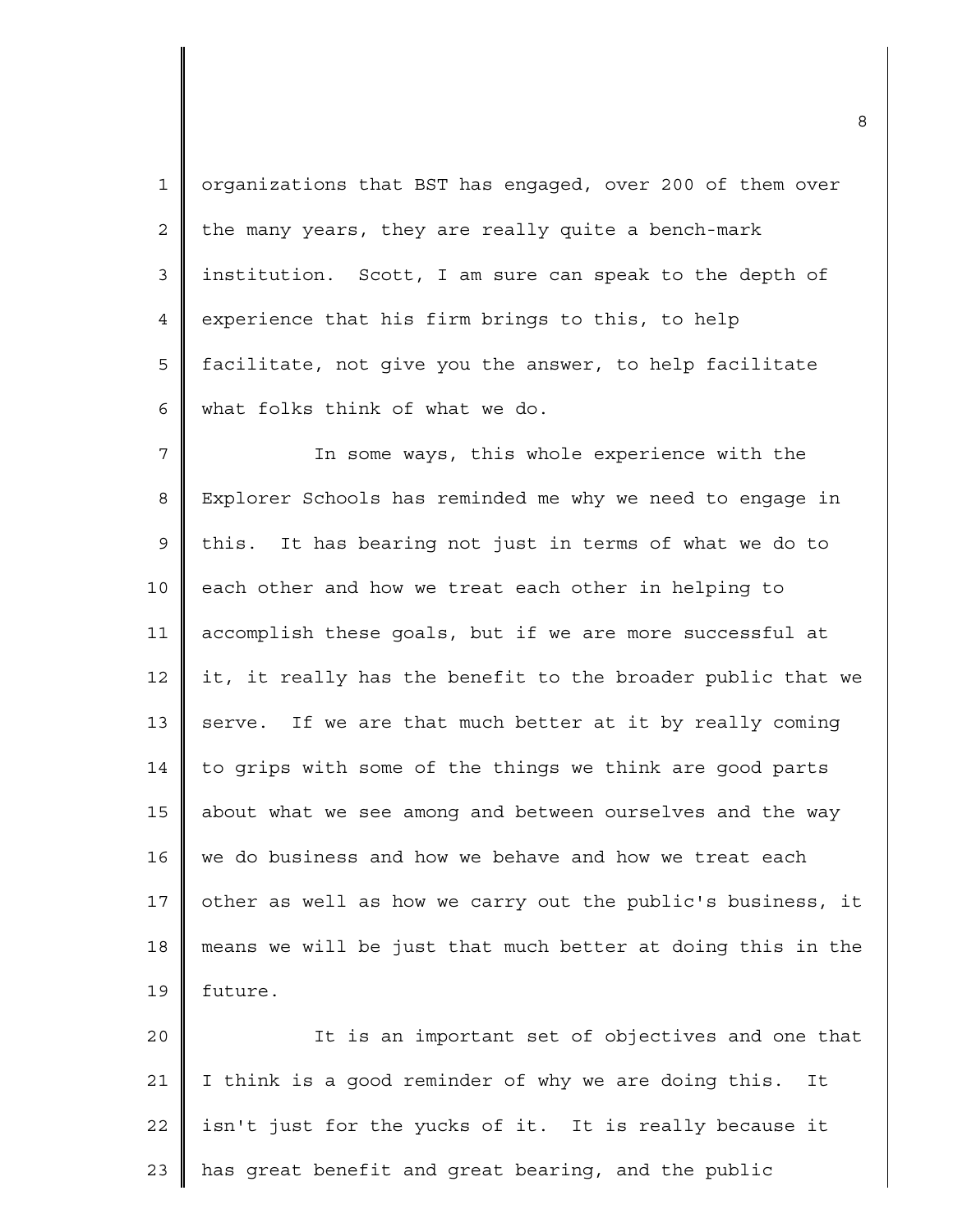organizations that BST has engaged, over 200 of them over the many years, they are really quite a bench-mark institution. Scott, I am sure can speak to the depth of experience that his firm brings to this, to help facilitate, not give you the answer, to help facilitate what folks think of what we do.

In some ways, this whole experience with the Explorer Schools has reminded me why we need to engage in this. It has bearing not just in terms of what we do to each other and how we treat each other in helping to accomplish these goals, but if we are more successful at it, it really has the benefit to the broader public that we serve. If we are that much better at it by really coming to grips with some of the things we think are good parts about what we see among and between ourselves and the way we do business and how we behave and how we treat each other as well as how we carry out the public's business, it means we will be just that much better at doing this in the future.

It is an important set of objectives and one that I think is a good reminder of why we are doing this. It isn't just for the yucks of it. It is really because it has great benefit and great bearing, and the public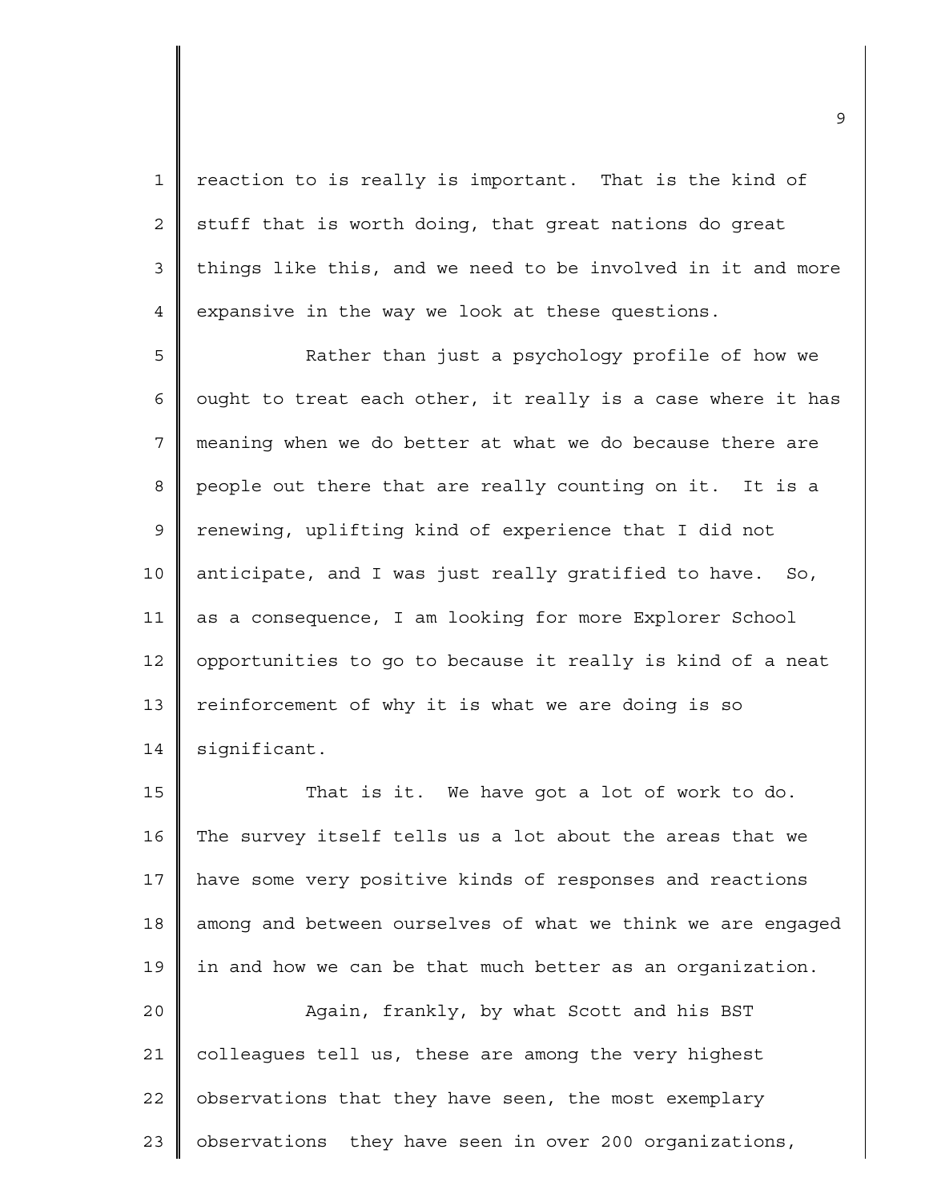reaction to is really is important. That is the kind of stuff that is worth doing, that great nations do great things like this, and we need to be involved in it and more expansive in the way we look at these questions.

Rather than just a psychology profile of how we ought to treat each other, it really is a case where it has meaning when we do better at what we do because there are people out there that are really counting on it. It is a renewing, uplifting kind of experience that I did not anticipate, and I was just really gratified to have. So, as a consequence, I am looking for more Explorer School opportunities to go to because it really is kind of a neat reinforcement of why it is what we are doing is so significant.

That is it. We have got a lot of work to do. The survey itself tells us a lot about the areas that we have some very positive kinds of responses and reactions among and between ourselves of what we think we are engaged in and how we can be that much better as an organization.

Again, frankly, by what Scott and his BST colleagues tell us, these are among the very highest observations that they have seen, the most exemplary observations they have seen in over 200 organizations,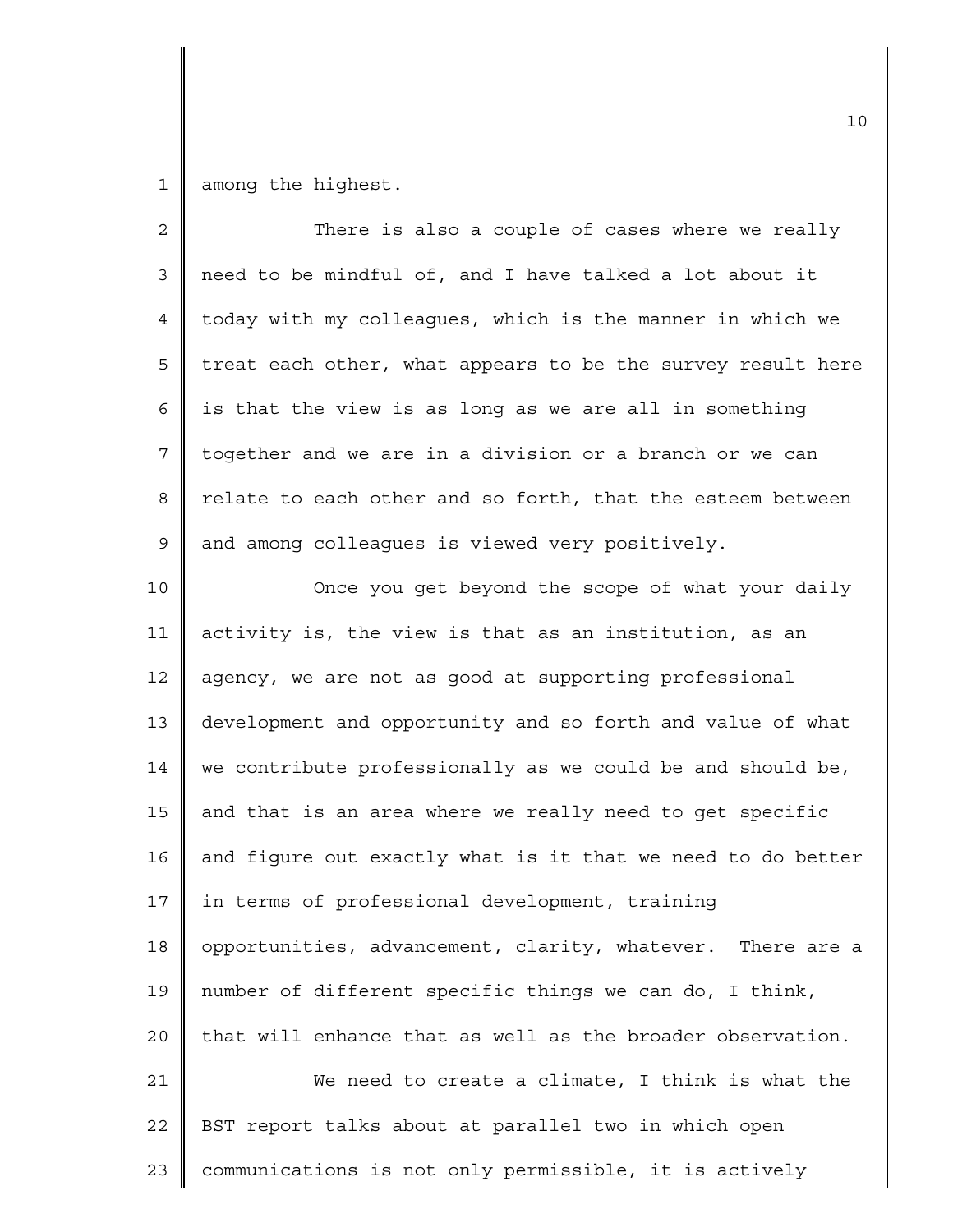among the highest.

There is also a couple of cases where we really need to be mindful of, and I have talked a lot about it today with my colleagues, which is the manner in which we treat each other, what appears to be the survey result here is that the view is as long as we are all in something together and we are in a division or a branch or we can relate to each other and so forth, that the esteem between and among colleagues is viewed very positively.

Once you get beyond the scope of what your daily activity is, the view is that as an institution, as an agency, we are not as good at supporting professional development and opportunity and so forth and value of what we contribute professionally as we could be and should be, and that is an area where we really need to get specific and figure out exactly what is it that we need to do better in terms of professional development, training opportunities, advancement, clarity, whatever. There are a number of different specific things we can do, I think, that will enhance that as well as the broader observation.

We need to create a climate, I think is what the BST report talks about at parallel two in which open communications is not only permissible, it is actively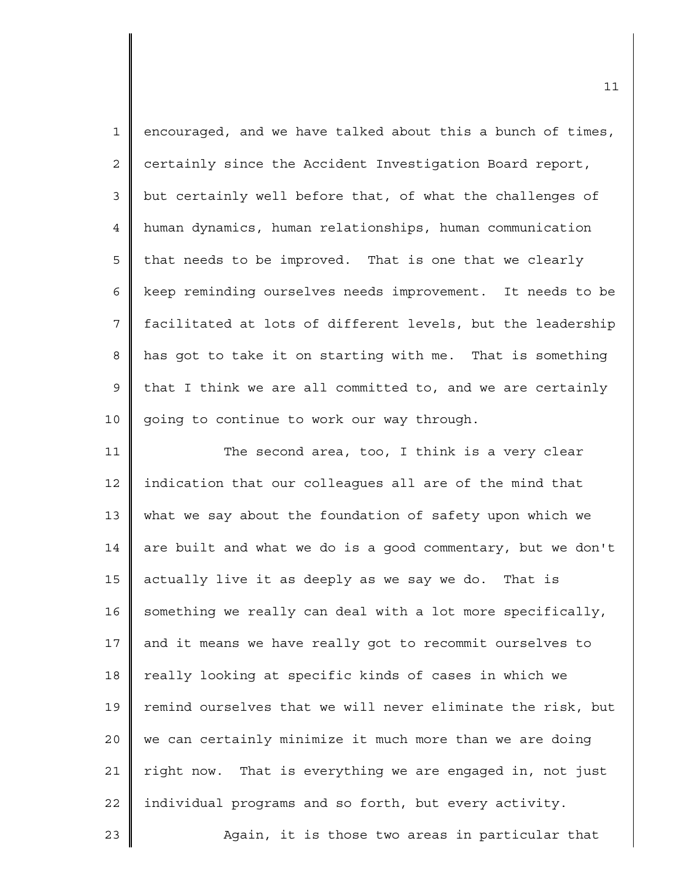encouraged, and we have talked about this a bunch of times, certainly since the Accident Investigation Board report, but certainly well before that, of what the challenges of human dynamics, human relationships, human communication that needs to be improved. That is one that we clearly keep reminding ourselves needs improvement. It needs to be facilitated at lots of different levels, but the leadership has got to take it on starting with me. That is something that I think we are all committed to, and we are certainly going to continue to work our way through.

The second area, too, I think is a very clear indication that our colleagues all are of the mind that what we say about the foundation of safety upon which we are built and what we do is a good commentary, but we don't actually live it as deeply as we say we do. That is something we really can deal with a lot more specifically, and it means we have really got to recommit ourselves to really looking at specific kinds of cases in which we remind ourselves that we will never eliminate the risk, but we can certainly minimize it much more than we are doing right now. That is everything we are engaged in, not just individual programs and so forth, but every activity.

Again, it is those two areas in particular that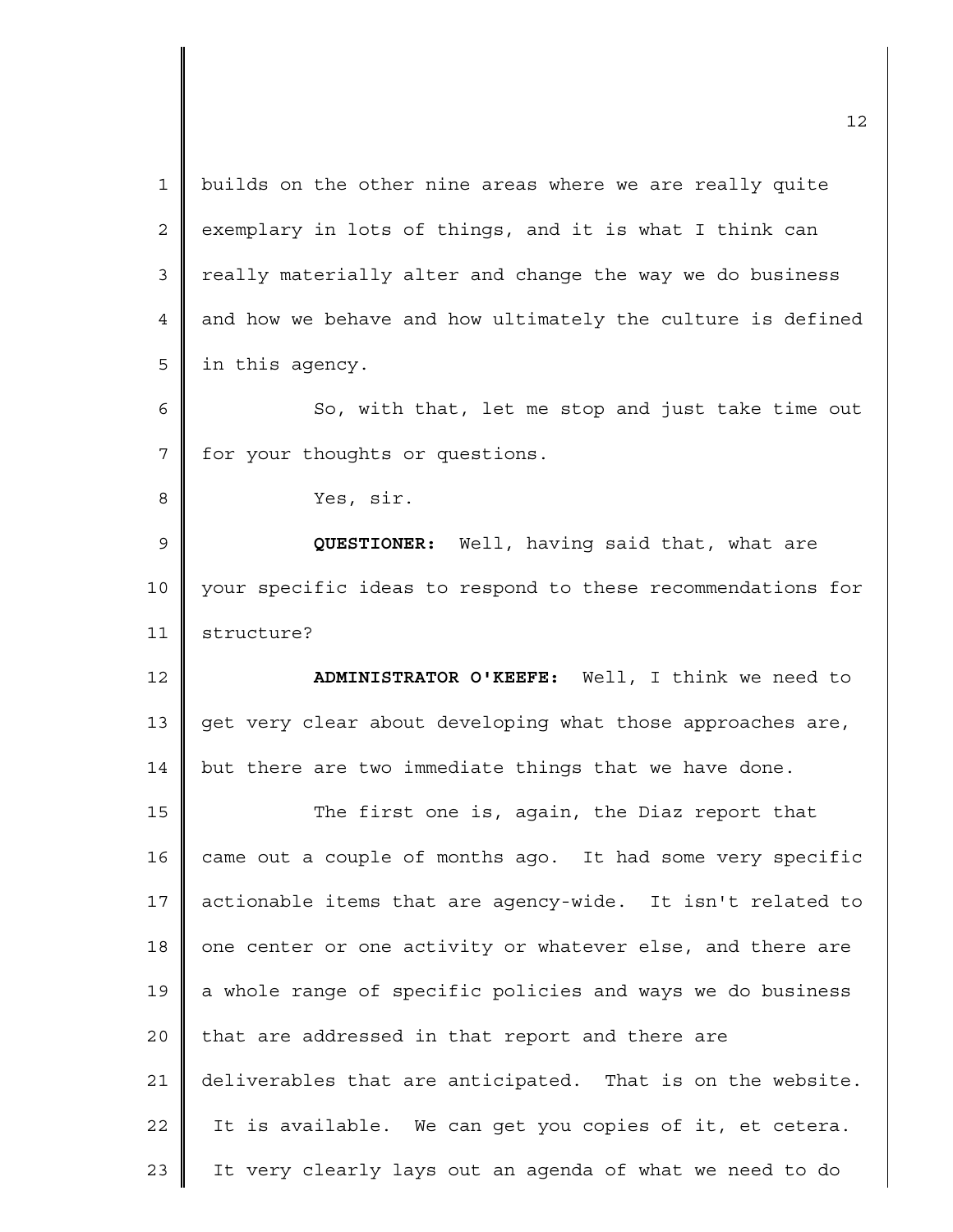builds on the other nine areas where we are really quite exemplary in lots of things, and it is what I think can really materially alter and change the way we do business and how we behave and how ultimately the culture is defined in this agency.

So, with that, let me stop and just take time out for your thoughts or questions.

Yes, sir.

**QUESTIONER:** Well, having said that, what are your specific ideas to respond to these recommendations for structure?

**ADMINISTRATOR O'KEEFE:** Well, I think we need to get very clear about developing what those approaches are, but there are two immediate things that we have done.

The first one is, again, the Diaz report that came out a couple of months ago. It had some very specific actionable items that are agency-wide. It isn't related to one center or one activity or whatever else, and there are a whole range of specific policies and ways we do business that are addressed in that report and there are deliverables that are anticipated. That is on the website. It is available. We can get you copies of it, et cetera. It very clearly lays out an agenda of what we need to do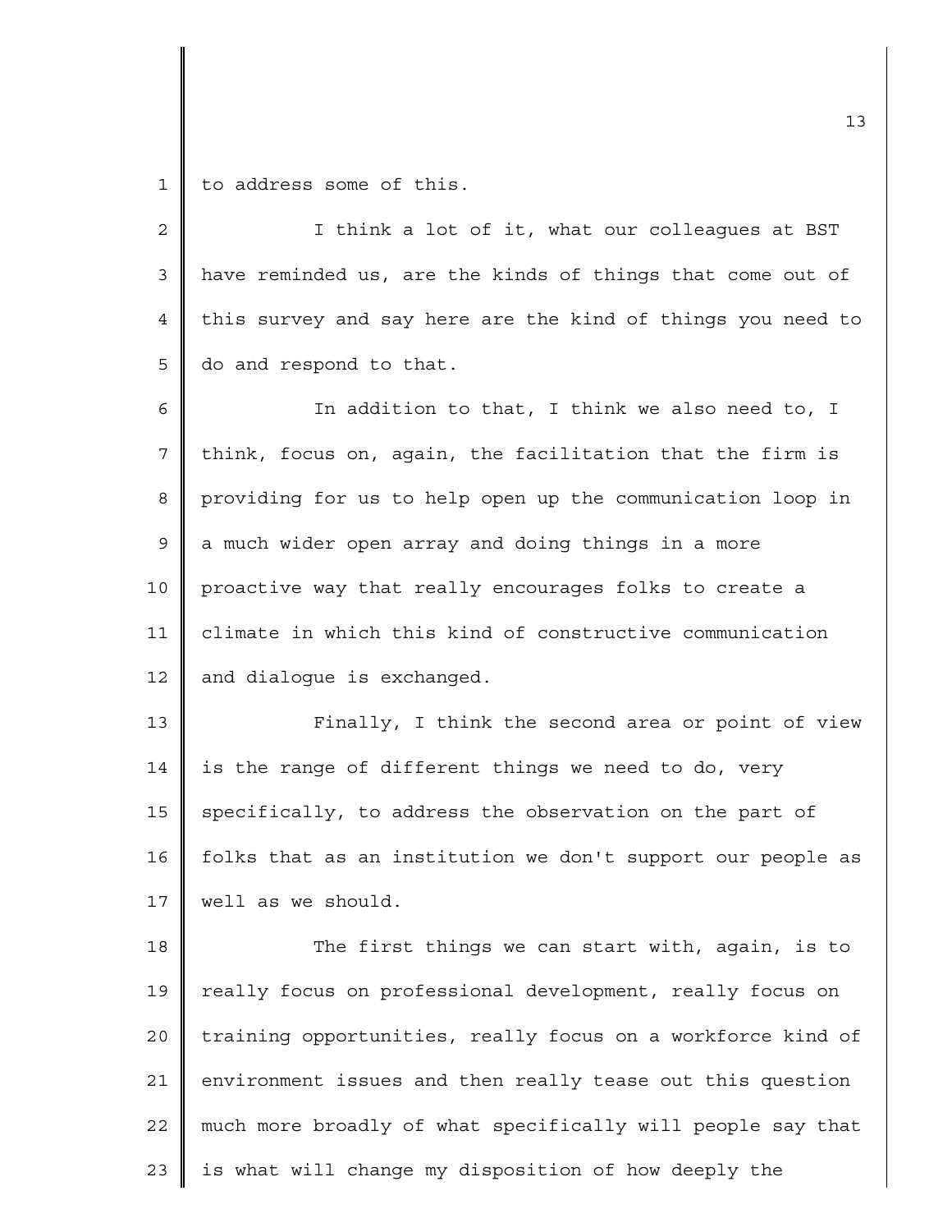to address some of this.

I think a lot of it, what our colleagues at BST have reminded us, are the kinds of things that come out of this survey and say here are the kind of things you need to do and respond to that.

In addition to that, I think we also need to, I think, focus on, again, the facilitation that the firm is providing for us to help open up the communication loop in a much wider open array and doing things in a more proactive way that really encourages folks to create a climate in which this kind of constructive communication and dialogue is exchanged.

Finally, I think the second area or point of view is the range of different things we need to do, very specifically, to address the observation on the part of folks that as an institution we don't support our people as well as we should.

The first things we can start with, again, is to really focus on professional development, really focus on training opportunities, really focus on a workforce kind of environment issues and then really tease out this question much more broadly of what specifically will people say that is what will change my disposition of how deeply the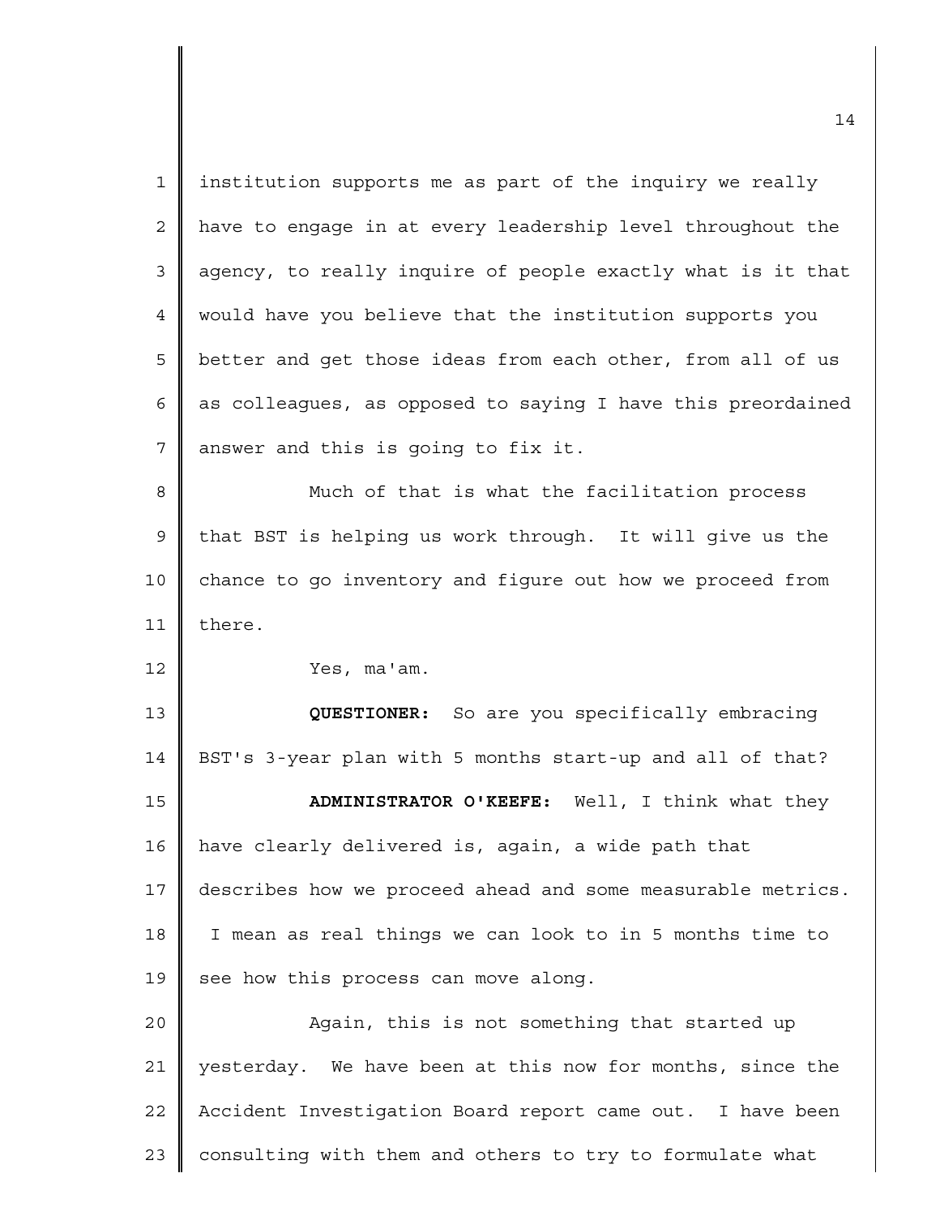institution supports me as part of the inquiry we really have to engage in at every leadership level throughout the agency, to really inquire of people exactly what is it that would have you believe that the institution supports you better and get those ideas from each other, from all of us as colleagues, as opposed to saying I have this preordained answer and this is going to fix it.

Much of that is what the facilitation process that BST is helping us work through. It will give us the chance to go inventory and figure out how we proceed from there.

Yes, ma'am.

**QUESTIONER:** So are you specifically embracing BST's 3-year plan with 5 months start-up and all of that?

**ADMINISTRATOR O'KEEFE:** Well, I think what they have clearly delivered is, again, a wide path that describes how we proceed ahead and some measurable metrics. I mean as real things we can look to in 5 months time to see how this process can move along.

Again, this is not something that started up yesterday. We have been at this now for months, since the Accident Investigation Board report came out. I have been consulting with them and others to try to formulate what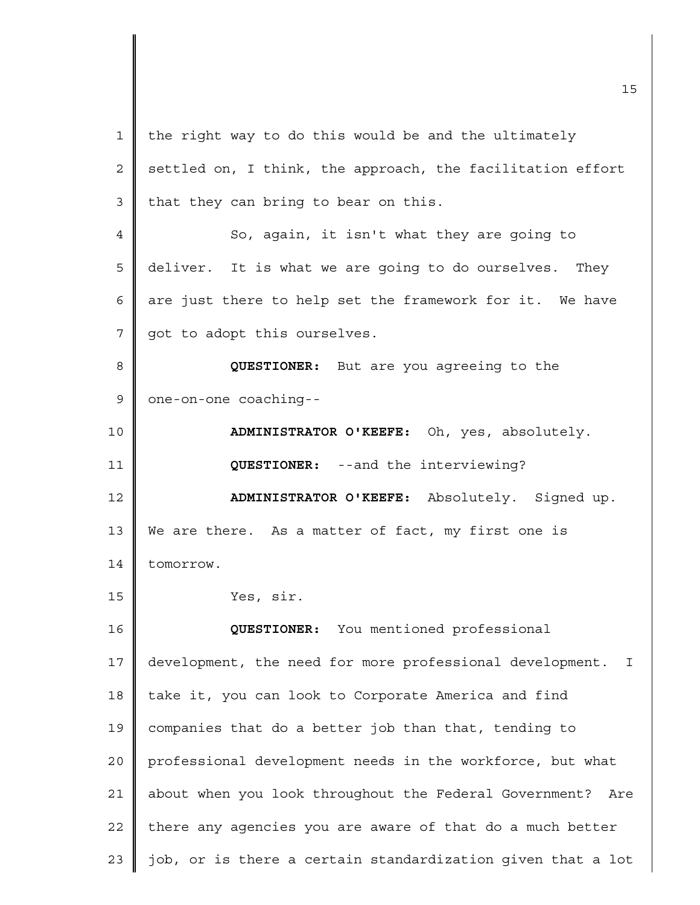the right way to do this would be and the ultimately settled on, I think, the approach, the facilitation effort that they can bring to bear on this.

So, again, it isn't what they are going to deliver. It is what we are going to do ourselves. They are just there to help set the framework for it. We have got to adopt this ourselves.

**QUESTIONER:** But are you agreeing to the one-on-one coaching--

**ADMINISTRATOR O'KEEFE:** Oh, yes, absolutely.

**QUESTIONER:** --and the interviewing?

**ADMINISTRATOR O'KEEFE:** Absolutely. Signed up. We are there. As a matter of fact, my first one is tomorrow.

Yes, sir.

**QUESTIONER:** You mentioned professional development, the need for more professional development. I take it, you can look to Corporate America and find companies that do a better job than that, tending to professional development needs in the workforce, but what about when you look throughout the Federal Government? Are there any agencies you are aware of that do a much better job, or is there a certain standardization given that a lot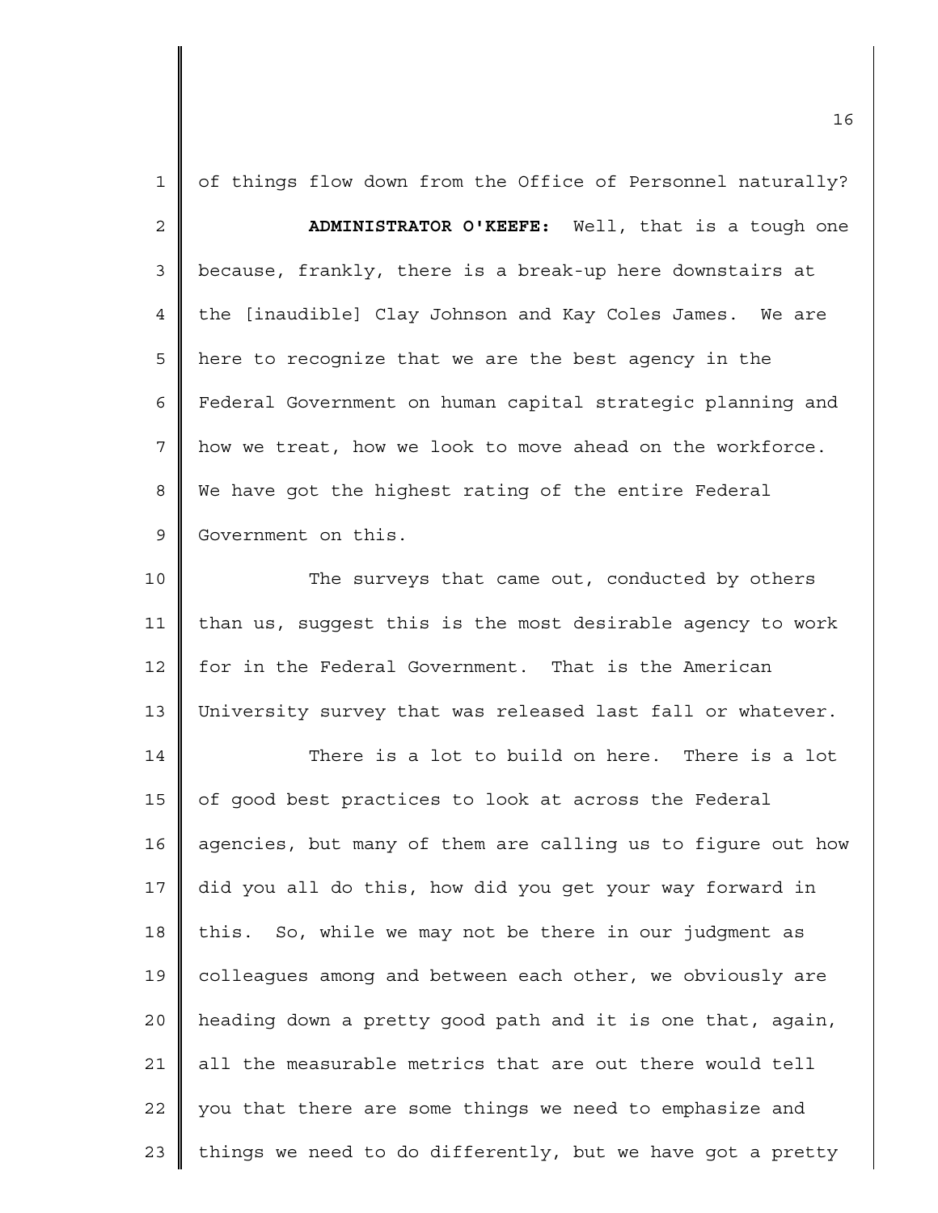of things flow down from the Office of Personnel naturally?

**ADMINISTRATOR O'KEEFE:** Well, that is a tough one because, frankly, there is a break-up here downstairs at the [inaudible] Clay Johnson and Kay Coles James. We are here to recognize that we are the best agency in the Federal Government on human capital strategic planning and how we treat, how we look to move ahead on the workforce. We have got the highest rating of the entire Federal Government on this.

The surveys that came out, conducted by others than us, suggest this is the most desirable agency to work for in the Federal Government. That is the American University survey that was released last fall or whatever.

There is a lot to build on here. There is a lot of good best practices to look at across the Federal agencies, but many of them are calling us to figure out how did you all do this, how did you get your way forward in this. So, while we may not be there in our judgment as colleagues among and between each other, we obviously are heading down a pretty good path and it is one that, again, all the measurable metrics that are out there would tell you that there are some things we need to emphasize and things we need to do differently, but we have got a pretty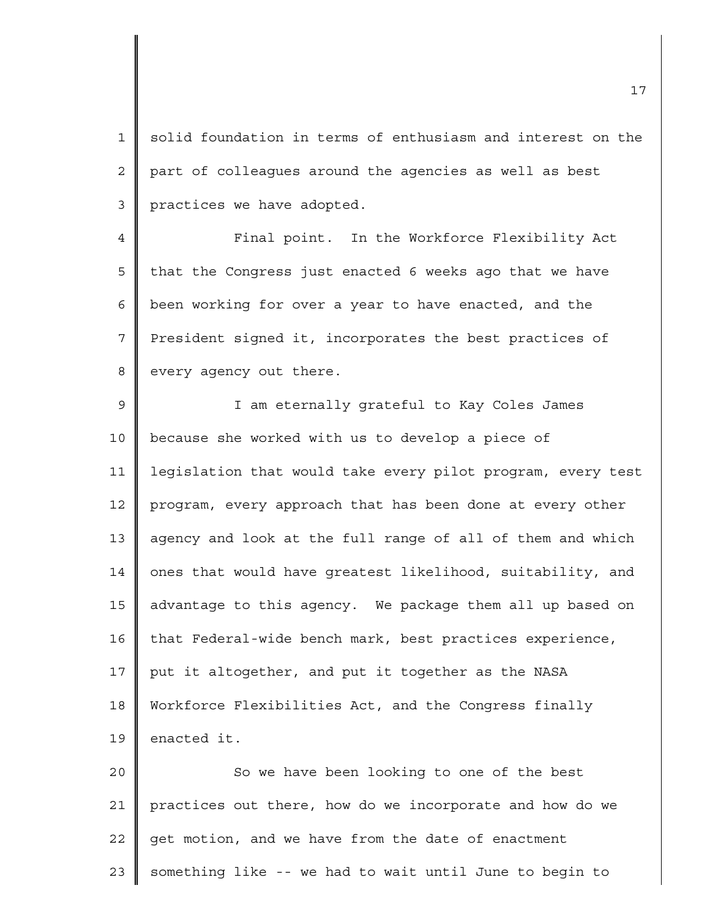solid foundation in terms of enthusiasm and interest on the part of colleagues around the agencies as well as best practices we have adopted.

Final point. In the Workforce Flexibility Act that the Congress just enacted 6 weeks ago that we have been working for over a year to have enacted, and the President signed it, incorporates the best practices of every agency out there.

I am eternally grateful to Kay Coles James because she worked with us to develop a piece of legislation that would take every pilot program, every test program, every approach that has been done at every other agency and look at the full range of all of them and which ones that would have greatest likelihood, suitability, and advantage to this agency. We package them all up based on that Federal-wide bench mark, best practices experience, put it altogether, and put it together as the NASA Workforce Flexibilities Act, and the Congress finally enacted it.

So we have been looking to one of the best practices out there, how do we incorporate and how do we get motion, and we have from the date of enactment something like -- we had to wait until June to begin to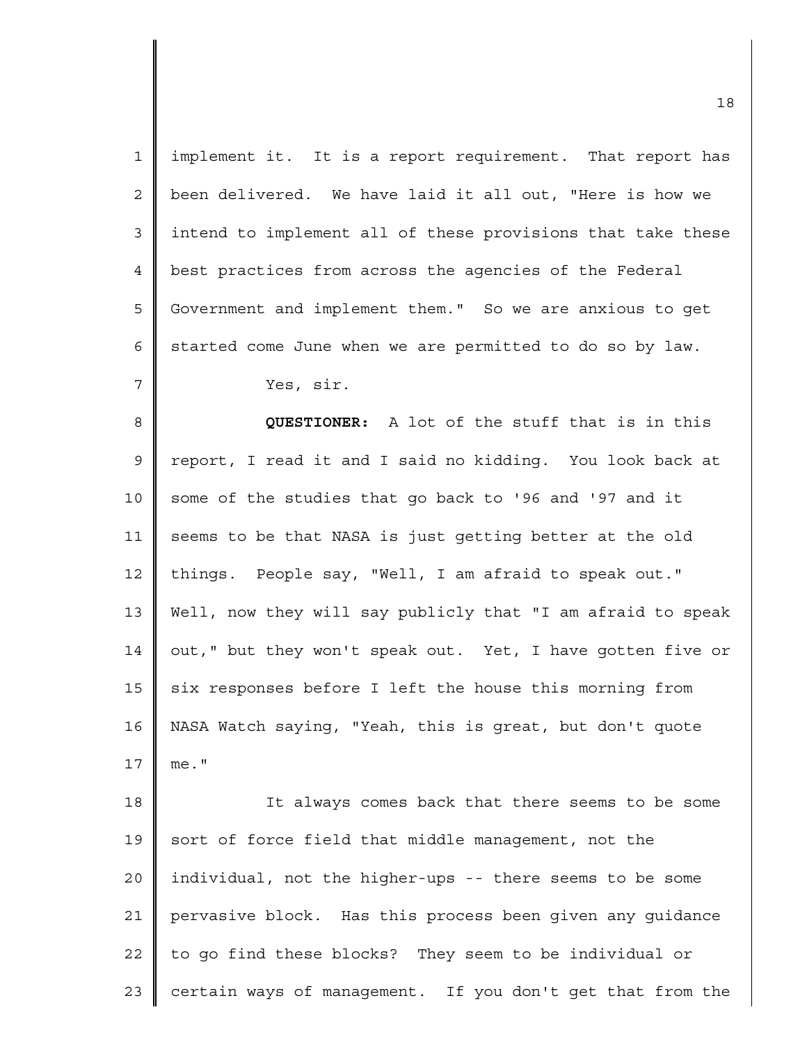implement it. It is a report requirement. That report has been delivered. We have laid it all out, "Here is how we intend to implement all of these provisions that take these best practices from across the agencies of the Federal Government and implement them." So we are anxious to get started come June when we are permitted to do so by law.

Yes, sir.

**QUESTIONER:** A lot of the stuff that is in this report, I read it and I said no kidding. You look back at some of the studies that go back to '96 and '97 and it seems to be that NASA is just getting better at the old things. People say, "Well, I am afraid to speak out." Well, now they will say publicly that "I am afraid to speak out," but they won't speak out. Yet, I have gotten five or six responses before I left the house this morning from NASA Watch saying, "Yeah, this is great, but don't quote me."

It always comes back that there seems to be some sort of force field that middle management, not the individual, not the higher-ups -- there seems to be some pervasive block. Has this process been given any guidance to go find these blocks? They seem to be individual or certain ways of management. If you don't get that from the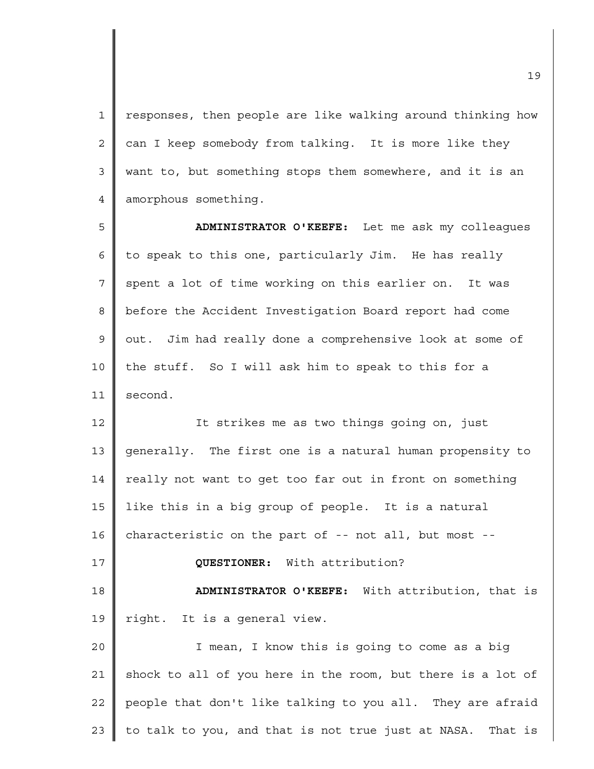responses, then people are like walking around thinking how can I keep somebody from talking. It is more like they want to, but something stops them somewhere, and it is an amorphous something.

**ADMINISTRATOR O'KEEFE:** Let me ask my colleagues to speak to this one, particularly Jim. He has really spent a lot of time working on this earlier on. It was before the Accident Investigation Board report had come out. Jim had really done a comprehensive look at some of the stuff. So I will ask him to speak to this for a second.

It strikes me as two things going on, just generally. The first one is a natural human propensity to really not want to get too far out in front on something like this in a big group of people. It is a natural characteristic on the part of -- not all, but most --

**QUESTIONER:** With attribution?

**ADMINISTRATOR O'KEEFE:** With attribution, that is right. It is a general view.

I mean, I know this is going to come as a big shock to all of you here in the room, but there is a lot of people that don't like talking to you all. They are afraid to talk to you, and that is not true just at NASA. That is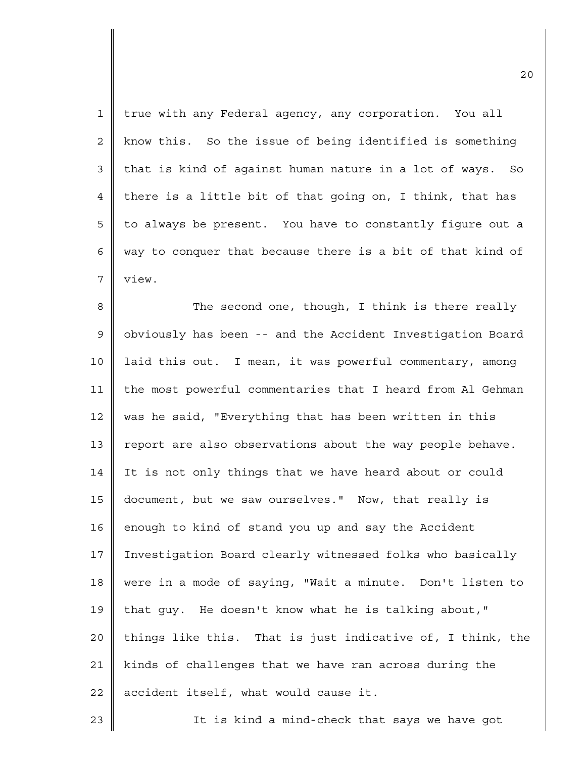true with any Federal agency, any corporation. You all know this. So the issue of being identified is something that is kind of against human nature in a lot of ways. So there is a little bit of that going on, I think, that has to always be present. You have to constantly figure out a way to conquer that because there is a bit of that kind of view.

The second one, though, I think is there really obviously has been -- and the Accident Investigation Board laid this out. I mean, it was powerful commentary, among the most powerful commentaries that I heard from Al Gehman was he said, "Everything that has been written in this report are also observations about the way people behave. It is not only things that we have heard about or could document, but we saw ourselves." Now, that really is enough to kind of stand you up and say the Accident Investigation Board clearly witnessed folks who basically were in a mode of saying, "Wait a minute. Don't listen to that guy. He doesn't know what he is talking about," things like this. That is just indicative of, I think, the kinds of challenges that we have ran across during the accident itself, what would cause it.

It is kind a mind-check that says we have got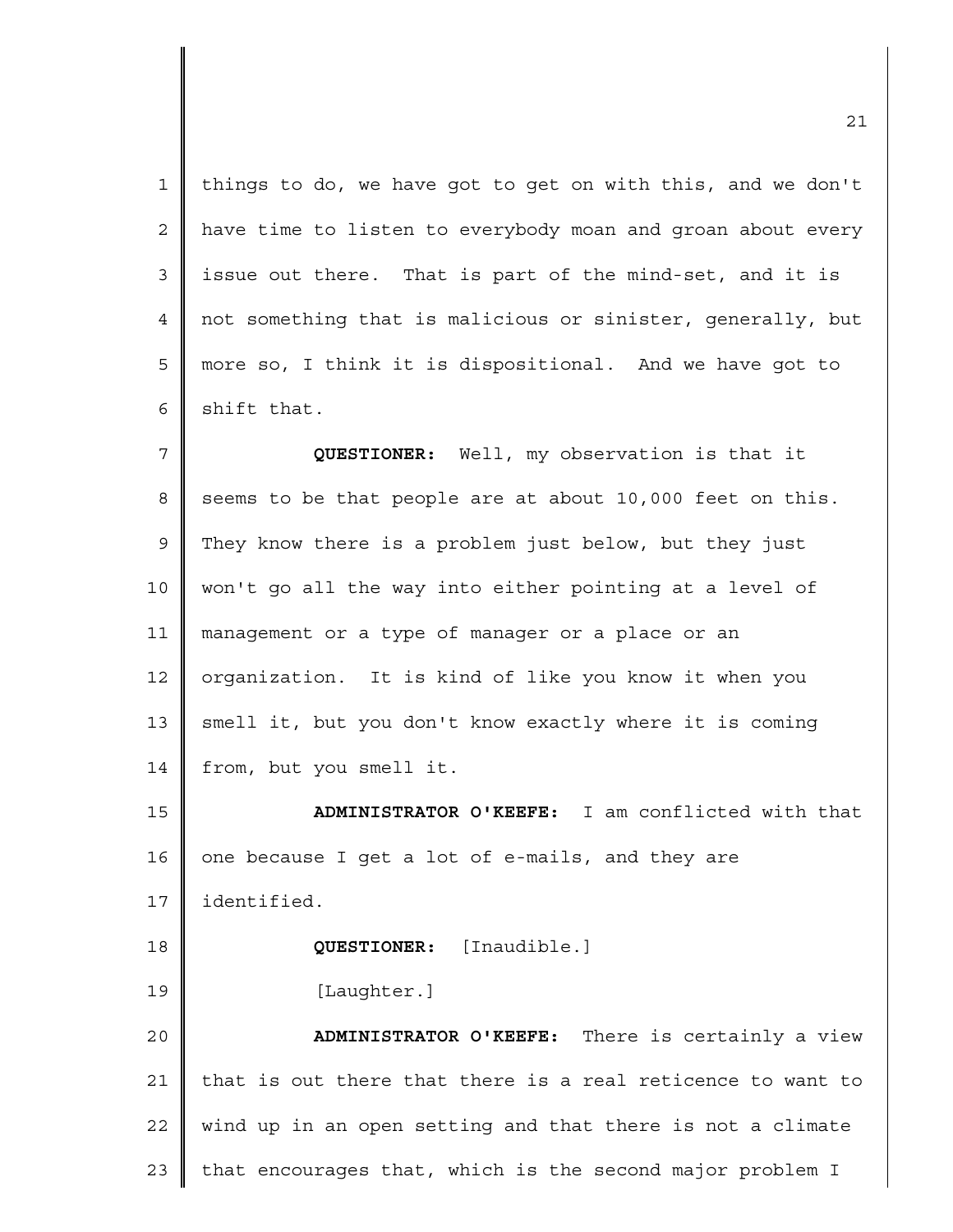things to do, we have got to get on with this, and we don't have time to listen to everybody moan and groan about every issue out there. That is part of the mind-set, and it is not something that is malicious or sinister, generally, but more so, I think it is dispositional. And we have got to shift that.

**QUESTIONER:** Well, my observation is that it seems to be that people are at about 10,000 feet on this. They know there is a problem just below, but they just won't go all the way into either pointing at a level of management or a type of manager or a place or an organization. It is kind of like you know it when you smell it, but you don't know exactly where it is coming from, but you smell it.

**ADMINISTRATOR O'KEEFE:** I am conflicted with that one because I get a lot of e-mails, and they are identified.

**QUESTIONER:** [Inaudible.]

[Laughter.]

**ADMINISTRATOR O'KEEFE:** There is certainly a view that is out there that there is a real reticence to want to wind up in an open setting and that there is not a climate that encourages that, which is the second major problem I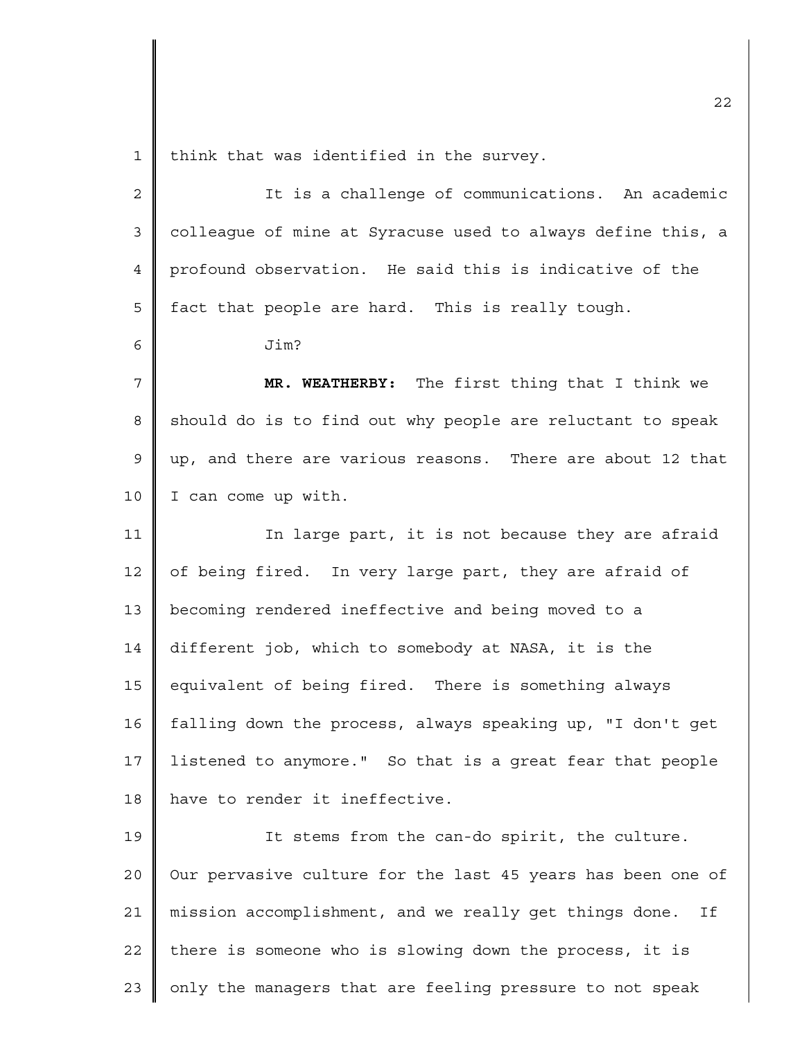think that was identified in the survey.

It is a challenge of communications. An academic colleague of mine at Syracuse used to always define this, a profound observation. He said this is indicative of the fact that people are hard. This is really tough.

Jim?

**MR. WEATHERBY:** The first thing that I think we should do is to find out why people are reluctant to speak up, and there are various reasons. There are about 12 that I can come up with.

In large part, it is not because they are afraid of being fired. In very large part, they are afraid of becoming rendered ineffective and being moved to a different job, which to somebody at NASA, it is the equivalent of being fired. There is something always falling down the process, always speaking up, "I don't get listened to anymore." So that is a great fear that people have to render it ineffective.

It stems from the can-do spirit, the culture. Our pervasive culture for the last 45 years has been one of mission accomplishment, and we really get things done. If there is someone who is slowing down the process, it is only the managers that are feeling pressure to not speak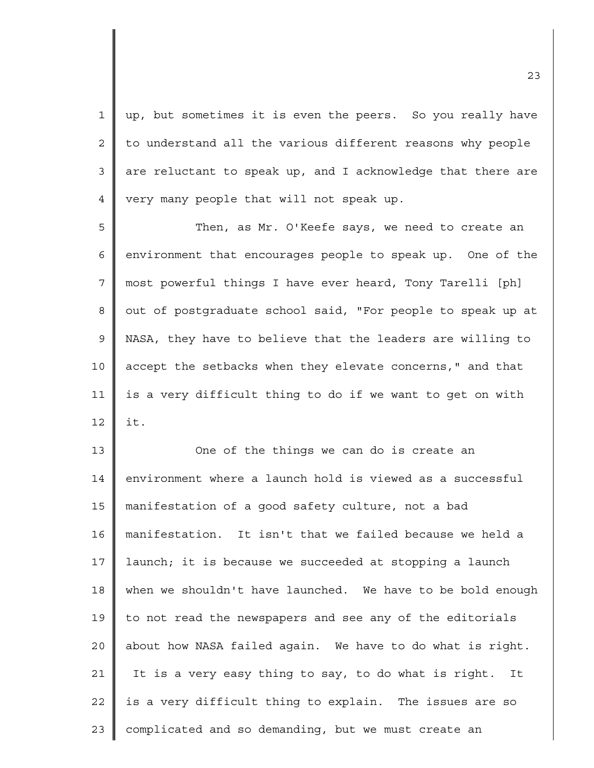up, but sometimes it is even the peers. So you really have to understand all the various different reasons why people are reluctant to speak up, and I acknowledge that there are very many people that will not speak up.

Then, as Mr. O'Keefe says, we need to create an environment that encourages people to speak up. One of the most powerful things I have ever heard, Tony Tarelli [ph] out of postgraduate school said, "For people to speak up at NASA, they have to believe that the leaders are willing to accept the setbacks when they elevate concerns," and that is a very difficult thing to do if we want to get on with it.

One of the things we can do is create an environment where a launch hold is viewed as a successful manifestation of a good safety culture, not a bad manifestation. It isn't that we failed because we held a launch; it is because we succeeded at stopping a launch when we shouldn't have launched. We have to be bold enough to not read the newspapers and see any of the editorials about how NASA failed again. We have to do what is right. It is a very easy thing to say, to do what is right. It is a very difficult thing to explain. The issues are so complicated and so demanding, but we must create an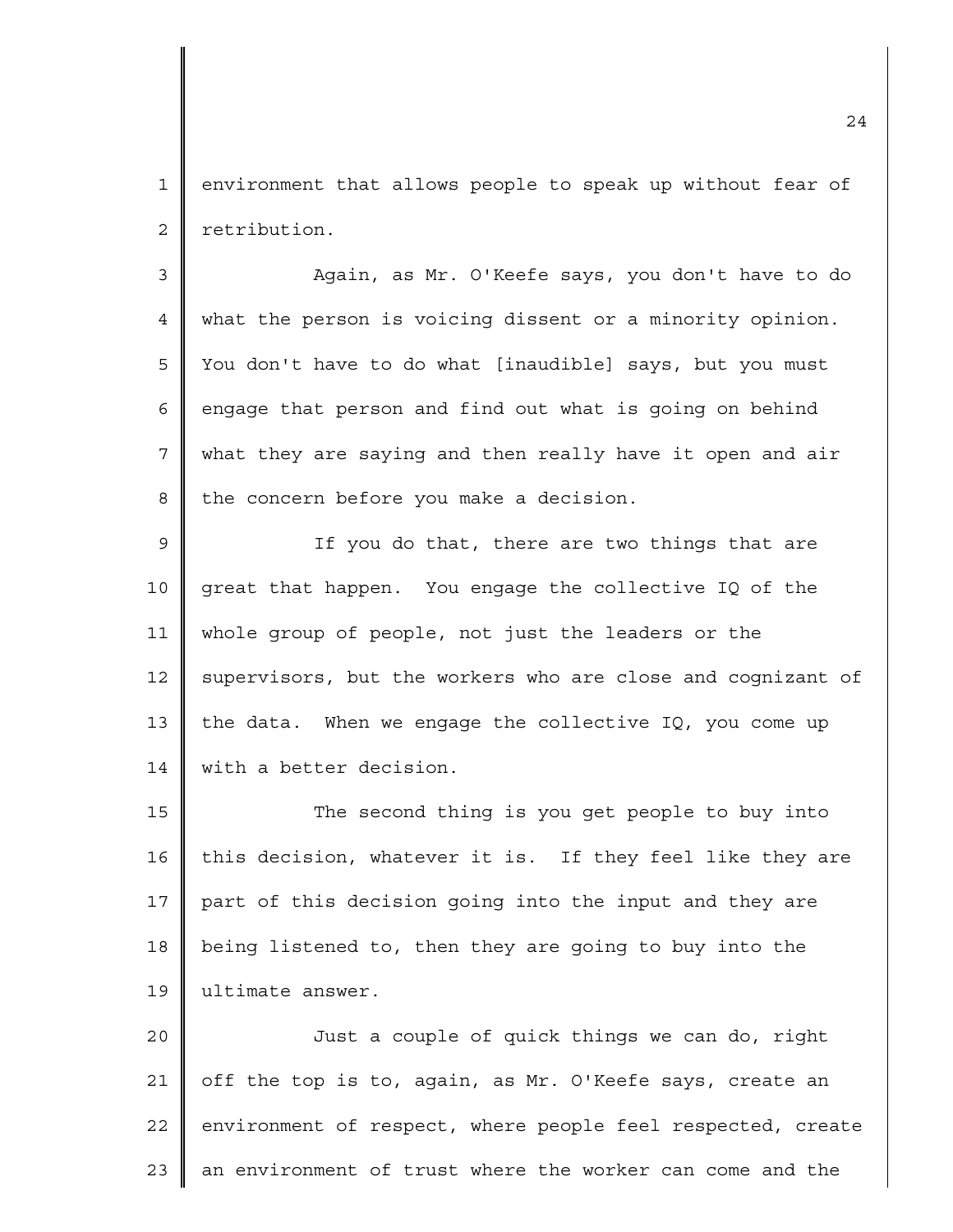environment that allows people to speak up without fear of retribution.

Again, as Mr. O'Keefe says, you don't have to do what the person is voicing dissent or a minority opinion. You don't have to do what [inaudible] says, but you must engage that person and find out what is going on behind what they are saying and then really have it open and air the concern before you make a decision.

If you do that, there are two things that are great that happen. You engage the collective IQ of the whole group of people, not just the leaders or the supervisors, but the workers who are close and cognizant of the data. When we engage the collective IQ, you come up with a better decision.

The second thing is you get people to buy into this decision, whatever it is. If they feel like they are part of this decision going into the input and they are being listened to, then they are going to buy into the ultimate answer.

Just a couple of quick things we can do, right off the top is to, again, as Mr. O'Keefe says, create an environment of respect, where people feel respected, create an environment of trust where the worker can come and the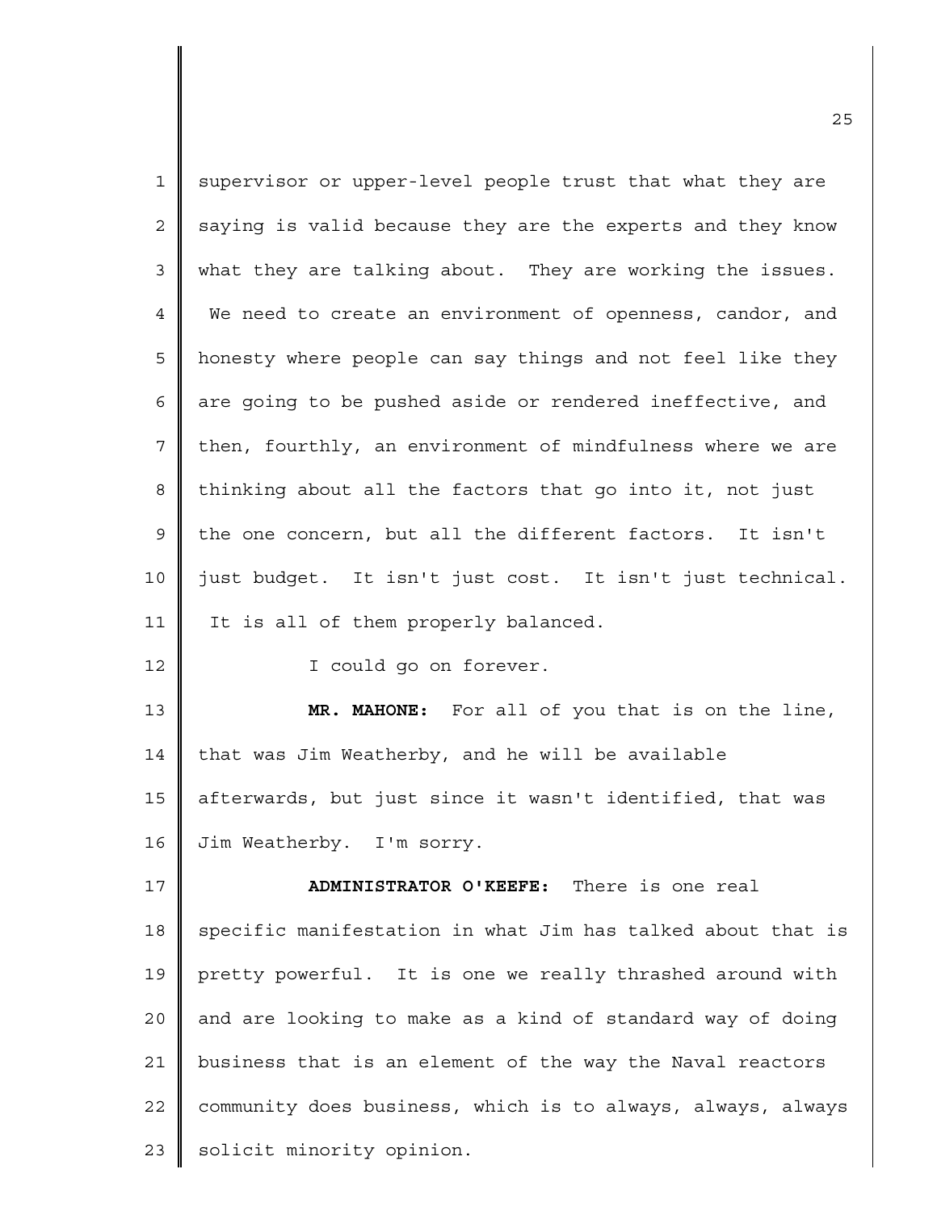supervisor or upper-level people trust that what they are saying is valid because they are the experts and they know what they are talking about. They are working the issues. We need to create an environment of openness, candor, and honesty where people can say things and not feel like they are going to be pushed aside or rendered ineffective, and then, fourthly, an environment of mindfulness where we are thinking about all the factors that go into it, not just the one concern, but all the different factors. It isn't just budget. It isn't just cost. It isn't just technical. It is all of them properly balanced.

I could go on forever.

**MR. MAHONE:** For all of you that is on the line, that was Jim Weatherby, and he will be available afterwards, but just since it wasn't identified, that was Jim Weatherby. I'm sorry.

**ADMINISTRATOR O'KEEFE:** There is one real specific manifestation in what Jim has talked about that is pretty powerful. It is one we really thrashed around with and are looking to make as a kind of standard way of doing business that is an element of the way the Naval reactors community does business, which is to always, always, always solicit minority opinion.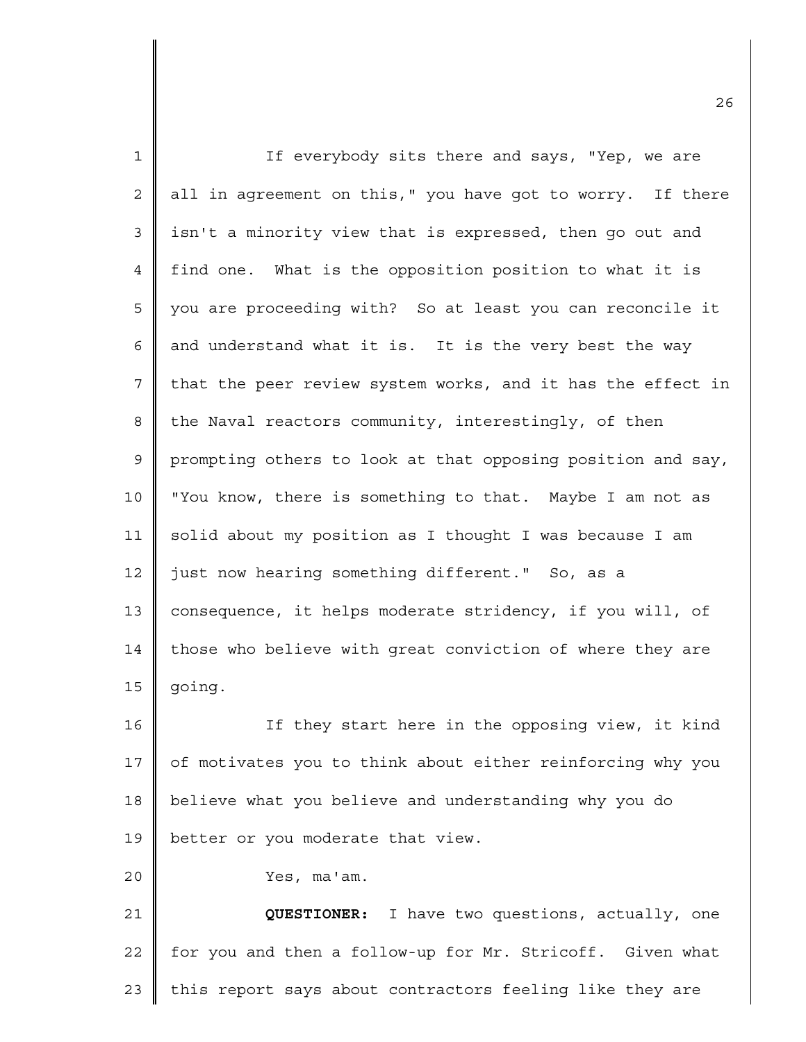If everybody sits there and says, "Yep, we are all in agreement on this," you have got to worry. If there isn't a minority view that is expressed, then go out and find one. What is the opposition position to what it is you are proceeding with? So at least you can reconcile it and understand what it is. It is the very best the way that the peer review system works, and it has the effect in the Naval reactors community, interestingly, of then prompting others to look at that opposing position and say, "You know, there is something to that. Maybe I am not as solid about my position as I thought I was because I am just now hearing something different." So, as a consequence, it helps moderate stridency, if you will, of those who believe with great conviction of where they are going.

If they start here in the opposing view, it kind of motivates you to think about either reinforcing why you believe what you believe and understanding why you do better or you moderate that view.

Yes, ma'am.

**QUESTIONER:** I have two questions, actually, one for you and then a follow-up for Mr. Stricoff. Given what this report says about contractors feeling like they are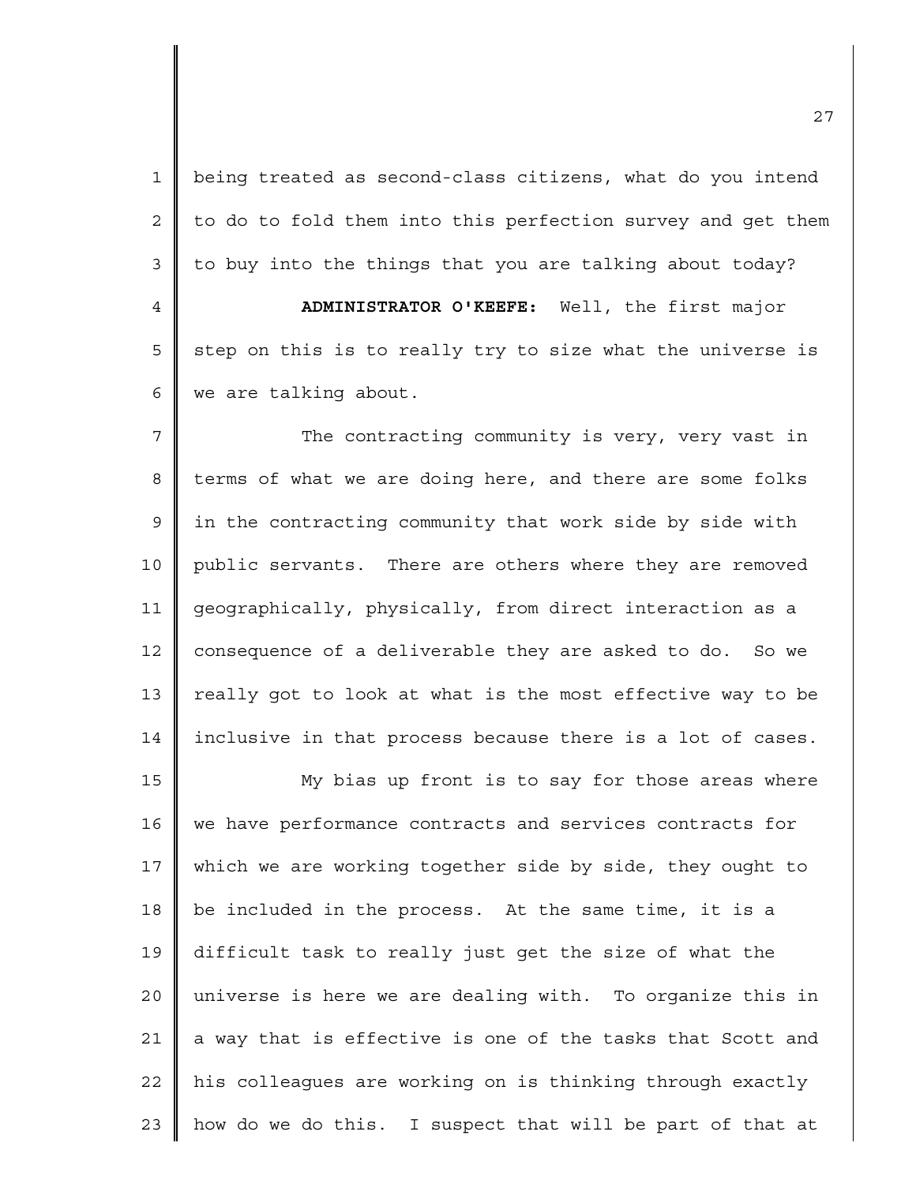being treated as second-class citizens, what do you intend to do to fold them into this perfection survey and get them to buy into the things that you are talking about today?

**ADMINISTRATOR O'KEEFE:** Well, the first major step on this is to really try to size what the universe is we are talking about.

The contracting community is very, very vast in terms of what we are doing here, and there are some folks in the contracting community that work side by side with public servants. There are others where they are removed geographically, physically, from direct interaction as a consequence of a deliverable they are asked to do. So we really got to look at what is the most effective way to be inclusive in that process because there is a lot of cases.

My bias up front is to say for those areas where we have performance contracts and services contracts for which we are working together side by side, they ought to be included in the process. At the same time, it is a difficult task to really just get the size of what the universe is here we are dealing with. To organize this in a way that is effective is one of the tasks that Scott and his colleagues are working on is thinking through exactly how do we do this. I suspect that will be part of that at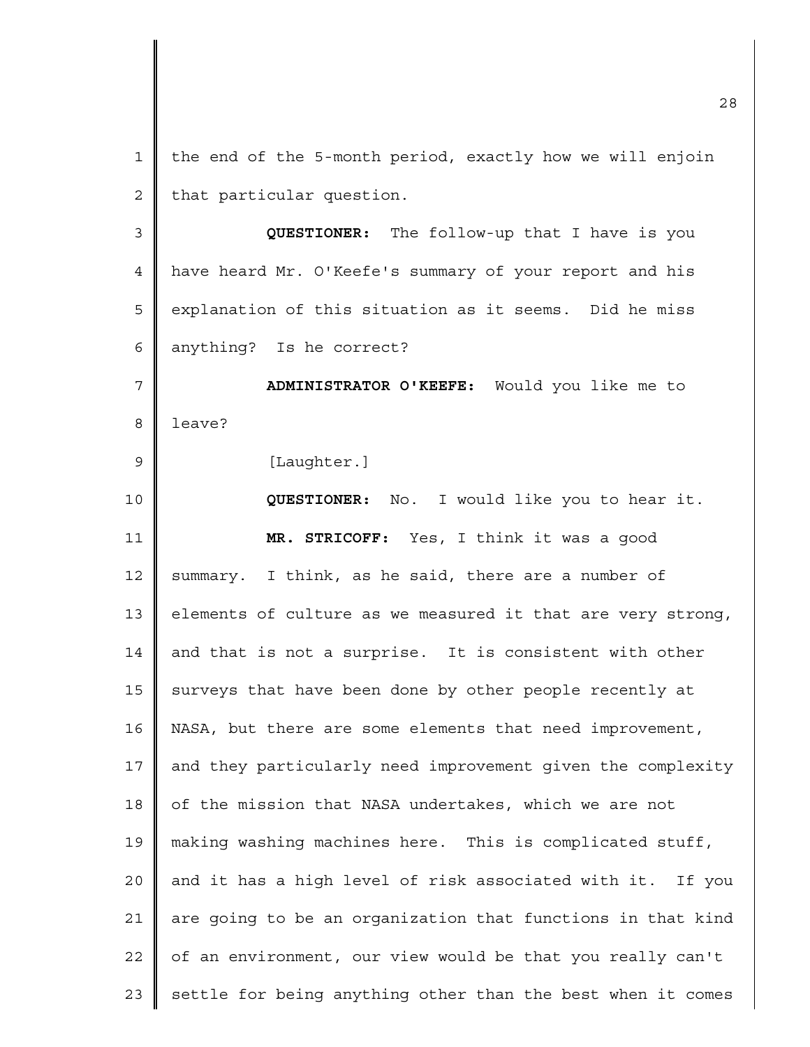the end of the 5-month period, exactly how we will enjoin that particular question.

**QUESTIONER:** The follow-up that I have is you have heard Mr. O'Keefe's summary of your report and his explanation of this situation as it seems. Did he miss anything? Is he correct?

**ADMINISTRATOR O'KEEFE:** Would you like me to leave?

[Laughter.]

**QUESTIONER:** No. I would like you to hear it.

**MR. STRICOFF:** Yes, I think it was a good summary. I think, as he said, there are a number of elements of culture as we measured it that are very strong, and that is not a surprise. It is consistent with other surveys that have been done by other people recently at NASA, but there are some elements that need improvement, and they particularly need improvement given the complexity of the mission that NASA undertakes, which we are not making washing machines here. This is complicated stuff, and it has a high level of risk associated with it. If you are going to be an organization that functions in that kind of an environment, our view would be that you really can't settle for being anything other than the best when it comes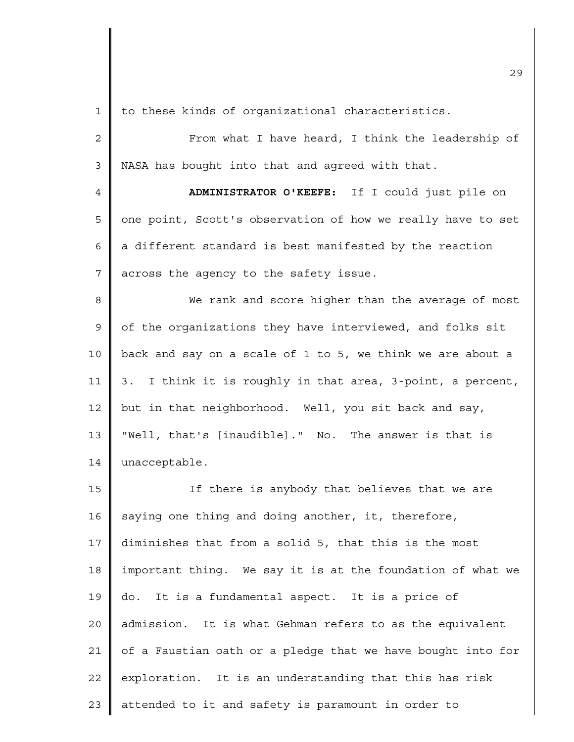to these kinds of organizational characteristics.

From what I have heard, I think the leadership of NASA has bought into that and agreed with that.

**ADMINISTRATOR O'KEEFE:** If I could just pile on one point, Scott's observation of how we really have to set a different standard is best manifested by the reaction across the agency to the safety issue.

We rank and score higher than the average of most of the organizations they have interviewed, and folks sit back and say on a scale of 1 to 5, we think we are about a 3. I think it is roughly in that area, 3-point, a percent, but in that neighborhood. Well, you sit back and say, "Well, that's [inaudible]." No. The answer is that is unacceptable.

If there is anybody that believes that we are saying one thing and doing another, it, therefore, diminishes that from a solid 5, that this is the most important thing. We say it is at the foundation of what we do. It is a fundamental aspect. It is a price of admission. It is what Gehman refers to as the equivalent of a Faustian oath or a pledge that we have bought into for exploration. It is an understanding that this has risk attended to it and safety is paramount in order to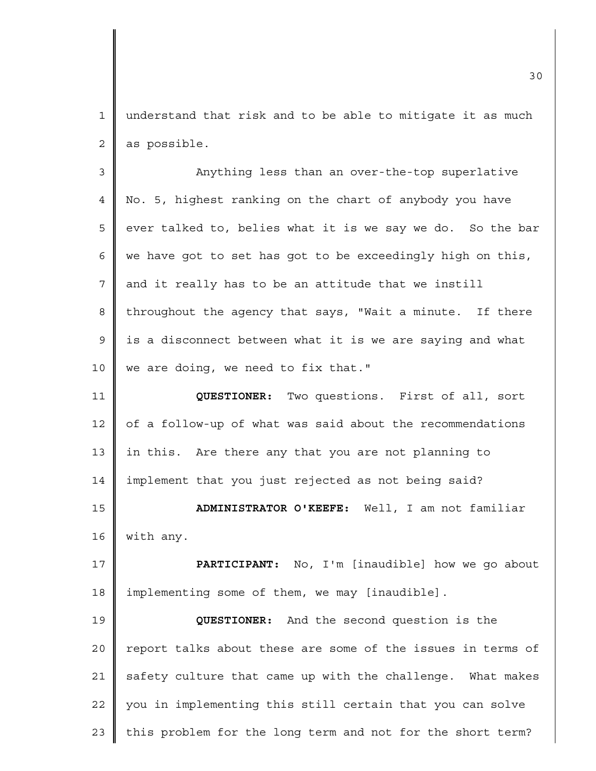understand that risk and to be able to mitigate it as much as possible.

Anything less than an over-the-top superlative No. 5, highest ranking on the chart of anybody you have ever talked to, belies what it is we say we do. So the bar we have got to set has got to be exceedingly high on this, and it really has to be an attitude that we instill throughout the agency that says, "Wait a minute. If there is a disconnect between what it is we are saying and what we are doing, we need to fix that."

**QUESTIONER:** Two questions. First of all, sort of a follow-up of what was said about the recommendations in this. Are there any that you are not planning to implement that you just rejected as not being said?

**ADMINISTRATOR O'KEEFE:** Well, I am not familiar with any.

**PARTICIPANT:** No, I'm [inaudible] how we go about implementing some of them, we may [inaudible].

**QUESTIONER:** And the second question is the report talks about these are some of the issues in terms of safety culture that came up with the challenge. What makes you in implementing this still certain that you can solve this problem for the long term and not for the short term?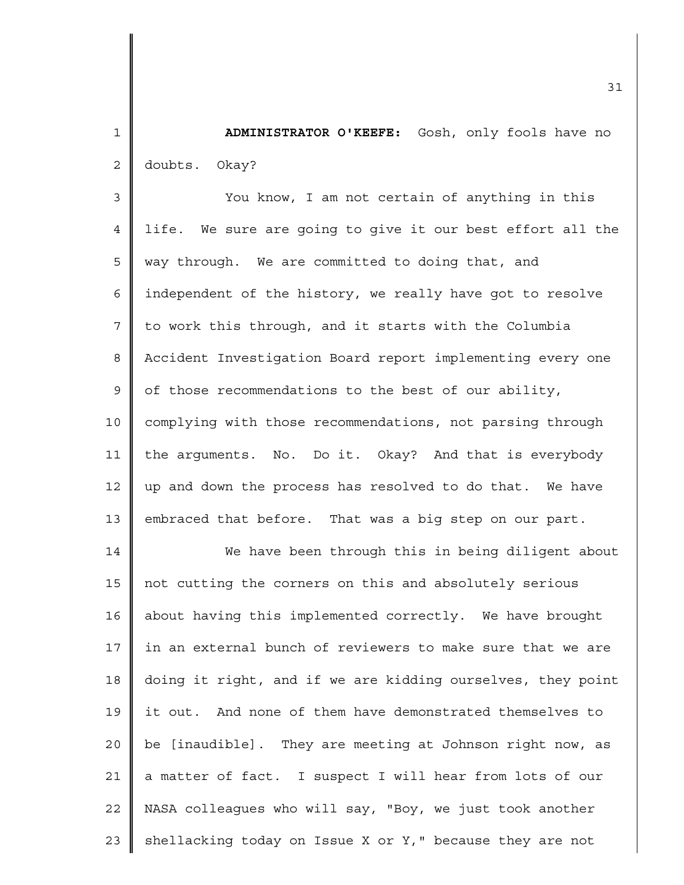**ADMINISTRATOR O'KEEFE:** Gosh, only fools have no doubts. Okay?

You know, I am not certain of anything in this life. We sure are going to give it our best effort all the way through. We are committed to doing that, and independent of the history, we really have got to resolve to work this through, and it starts with the Columbia Accident Investigation Board report implementing every one of those recommendations to the best of our ability, complying with those recommendations, not parsing through the arguments. No. Do it. Okay? And that is everybody up and down the process has resolved to do that. We have embraced that before. That was a big step on our part.

We have been through this in being diligent about not cutting the corners on this and absolutely serious about having this implemented correctly. We have brought in an external bunch of reviewers to make sure that we are doing it right, and if we are kidding ourselves, they point it out. And none of them have demonstrated themselves to be [inaudible]. They are meeting at Johnson right now, as a matter of fact. I suspect I will hear from lots of our NASA colleagues who will say, "Boy, we just took another shellacking today on Issue X or Y," because they are not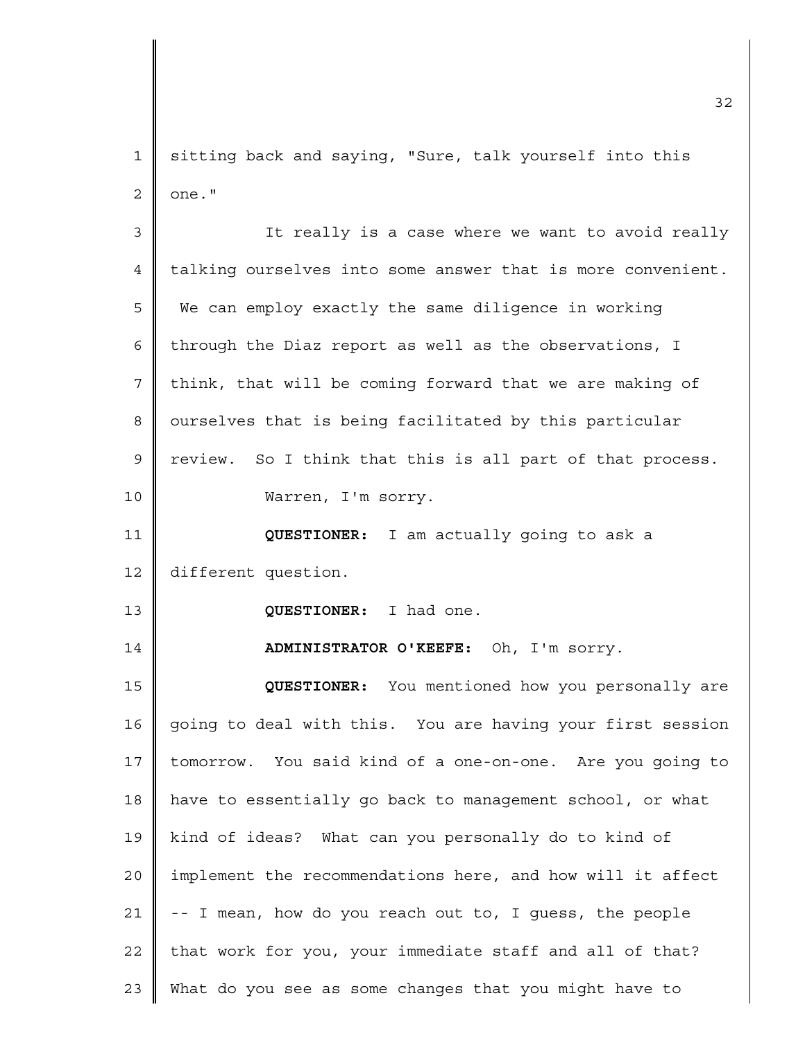sitting back and saying, "Sure, talk yourself into this one."

It really is a case where we want to avoid really talking ourselves into some answer that is more convenient. We can employ exactly the same diligence in working through the Diaz report as well as the observations, I think, that will be coming forward that we are making of ourselves that is being facilitated by this particular review. So I think that this is all part of that process.

Warren, I'm sorry.

**QUESTIONER:** I am actually going to ask a different question.

**QUESTIONER:** I had one.

**ADMINISTRATOR O'KEEFE:** Oh, I'm sorry.

**QUESTIONER:** You mentioned how you personally are going to deal with this. You are having your first session tomorrow. You said kind of a one-on-one. Are you going to have to essentially go back to management school, or what kind of ideas? What can you personally do to kind of implement the recommendations here, and how will it affect -- I mean, how do you reach out to, I guess, the people that work for you, your immediate staff and all of that? What do you see as some changes that you might have to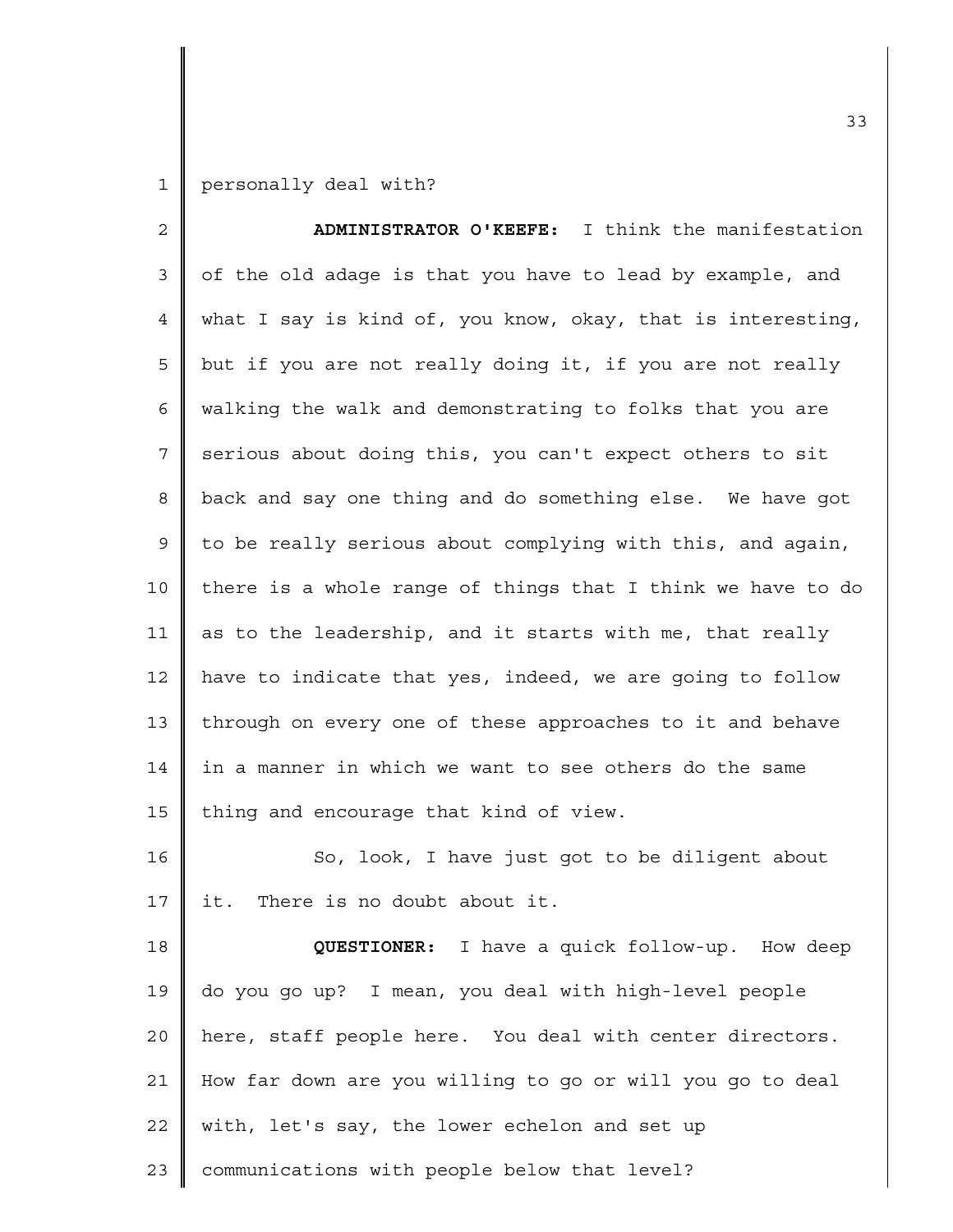personally deal with?

**ADMINISTRATOR O'KEEFE:** I think the manifestation of the old adage is that you have to lead by example, and what I say is kind of, you know, okay, that is interesting, but if you are not really doing it, if you are not really walking the walk and demonstrating to folks that you are serious about doing this, you can't expect others to sit back and say one thing and do something else. We have got to be really serious about complying with this, and again, there is a whole range of things that I think we have to do as to the leadership, and it starts with me, that really have to indicate that yes, indeed, we are going to follow through on every one of these approaches to it and behave in a manner in which we want to see others do the same thing and encourage that kind of view.

So, look, I have just got to be diligent about it. There is no doubt about it.

**QUESTIONER:** I have a quick follow-up. How deep do you go up? I mean, you deal with high-level people here, staff people here. You deal with center directors. How far down are you willing to go or will you go to deal with, let's say, the lower echelon and set up communications with people below that level?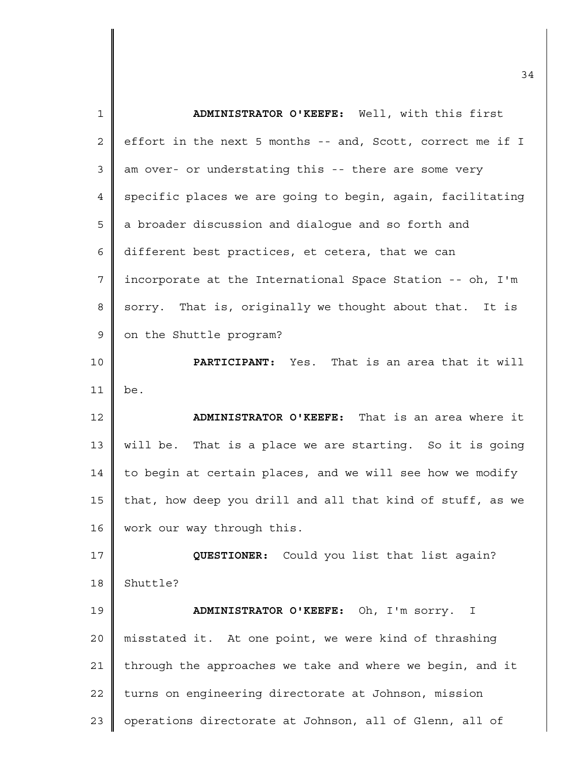**ADMINISTRATOR O'KEEFE:** Well, with this first effort in the next 5 months -- and, Scott, correct me if I am over- or understating this -- there are some very specific places we are going to begin, again, facilitating a broader discussion and dialogue and so forth and different best practices, et cetera, that we can incorporate at the International Space Station -- oh, I'm sorry. That is, originally we thought about that. It is on the Shuttle program?

**PARTICIPANT:** Yes. That is an area that it will be.

**ADMINISTRATOR O'KEEFE:** That is an area where it will be. That is a place we are starting. So it is going to begin at certain places, and we will see how we modify that, how deep you drill and all that kind of stuff, as we work our way through this.

**QUESTIONER:** Could you list that list again? Shuttle?

**ADMINISTRATOR O'KEEFE:** Oh, I'm sorry. I misstated it. At one point, we were kind of thrashing through the approaches we take and where we begin, and it turns on engineering directorate at Johnson, mission operations directorate at Johnson, all of Glenn, all of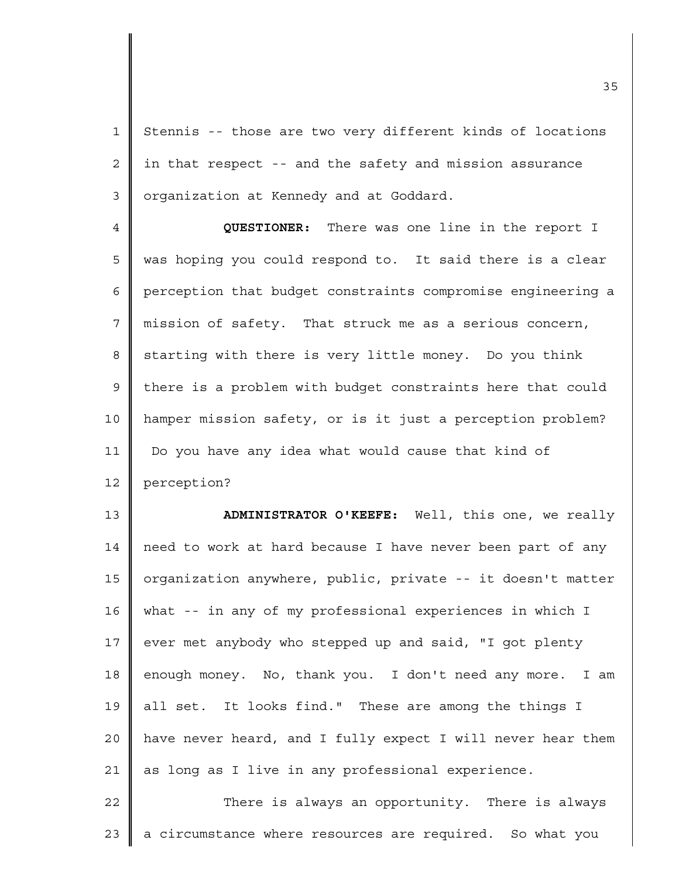Stenniss -- those are two very different kinds of locations in that respect -- and the safety and mission assurance organization at Kennedy and at Goddard.

**QUESTIONER:** There was one line in the report I was hoping you could respond to. It said there is a clear perception that budget constraints compromise engineering a mission of safety. That struck me as a serious concern, starting with there is very little money. Do you think there is a problem with budget constraints here that could hamper mission safety, or is it just a perception problem? Do you have any idea what would cause that kind of perception?

**ADMINISTRATOR O'KEEFE:** Well, this one, we really need to work at hard because I have never been part of any organization anywhere, public, private -- it doesn't matter what -- in any of my professional experiences in which I ever met anybody who stepped up and said, "I got plenty enough money. No, thank you. I don't need any more. I am all set. It looks find." These are among the things I have never heard, and I fully expect I will never hear them as long as I live in any professional experience.

There is always an opportunity. There is always a circumstance where resources are required. So what you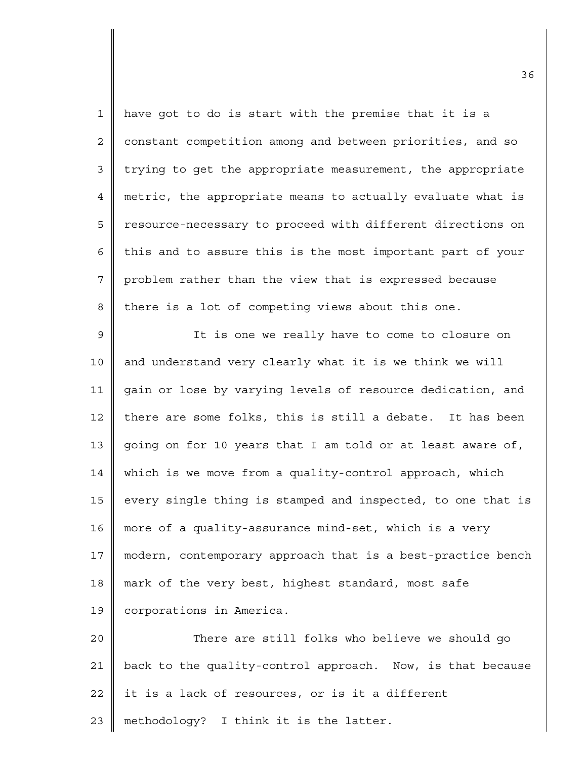have got to do is start with the premise that it is a constant competition among and between priorities, and so trying to get the appropriate measurement, the appropriate metric, the appropriate means to actually evaluate what is resource-necessary to proceed with different directions on this and to assure this is the most important part of your problem rather than the view that is expressed because there is a lot of competing views about this one.

It is one we really have to come to closure on and understand very clearly what it is we think we will gain or lose by varying levels of resource dedication, and there are some folks, this is still a debate. It has been going on for 10 years that I am told or at least aware of, which is we move from a quality-control approach, which every single thing is stamped and inspected, to one that is more of a quality-assurance mind-set, which is a very modern, contemporary approach that is a best-practice bench mark of the very best, highest standard, most safe corporations in America.

There are still folks who believe we should go back to the quality-control approach. Now, is that because it is a lack of resources, or is it a different methodology? I think it is the latter.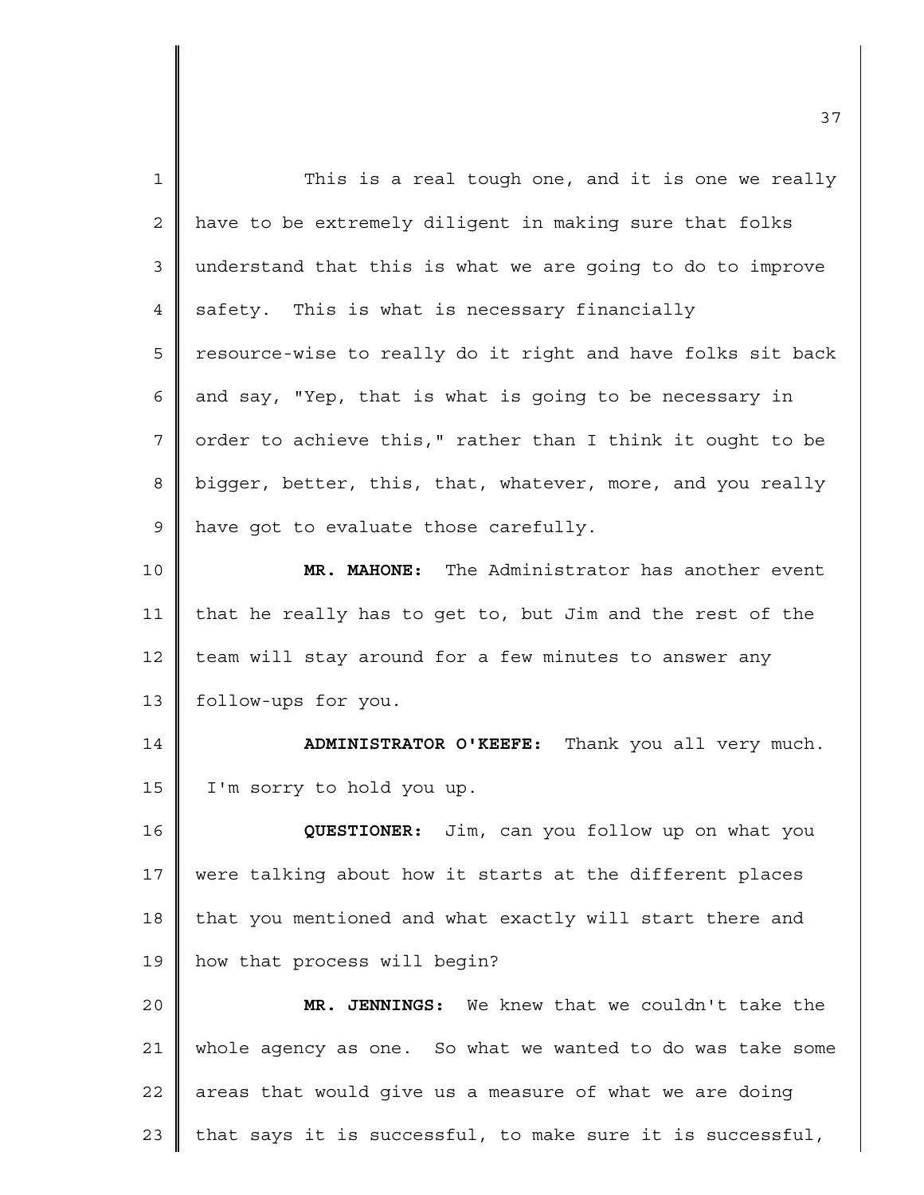This is a real tough one, and it is one we really have to be extremely diligent in making sure that folks understand that this is what we are going to do to improve safety. This is what is necessary financially resource-wise to really do it right and have folks sit back and say, "Yep, that is what is going to be necessary in order to achieve this," rather than I think it ought to be bigger, better, this, that, whatever, more, and you really have got to evaluate those carefully.

**MR. MAHONE:** The Administrator has another event that he really has to get to, but Jim and the rest of the team will stay around for a few minutes to answer any follow-ups for you.

**ADMINISTRATOR O'KEEFE:** Thank you all very much. I'm sorry to hold you up.

**QUESTIONER:** Jim, can you follow up on what you were talking about how it starts at the different places that you mentioned and what exactly will start there and how that process will begin?

**MR. JENNINGS:** We knew that we couldn't take the whole agency as one. So what we wanted to do was take some areas that would give us a measure of what we are doing that says it is successful, to make sure it is successful,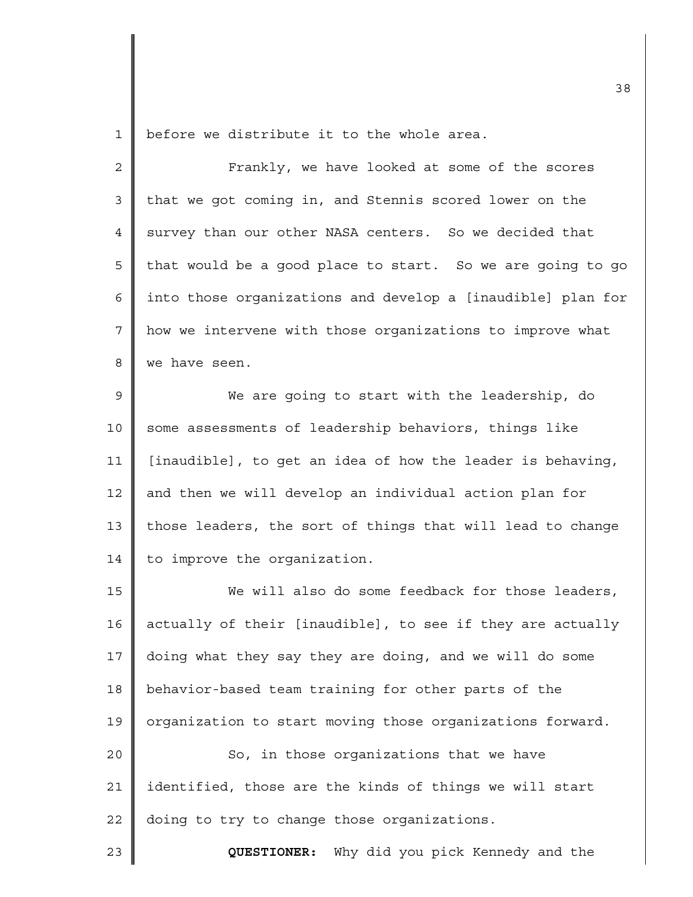before we distribute it to the whole area.

Frankly, we have looked at some of the scores that we got coming in, and Stennis scored lower on the survey than our other NASA centers. So we decided that that would be a good place to start. So we are going to go into those organizations and develop a [inaudible] plan for how we intervene with those organizations to improve what we have seen.

We are going to start with the leadership, do some assessments of leadership behaviors, things like [inaudible], to get an idea of how the leader is behaving, and then we will develop an individual action plan for those leaders, the sort of things that will lead to change to improve the organization.

We will also do some feedback for those leaders, actually of their [inaudible], to see if they are actually doing what they say they are doing, and we will do some behavior-based team training for other parts of the organization to start moving those organizations forward.

So, in those organizations that we have identified, those are the kinds of things we will start doing to try to change those organizations.

**QUESTIONER:** Why did you pick Kennedy and the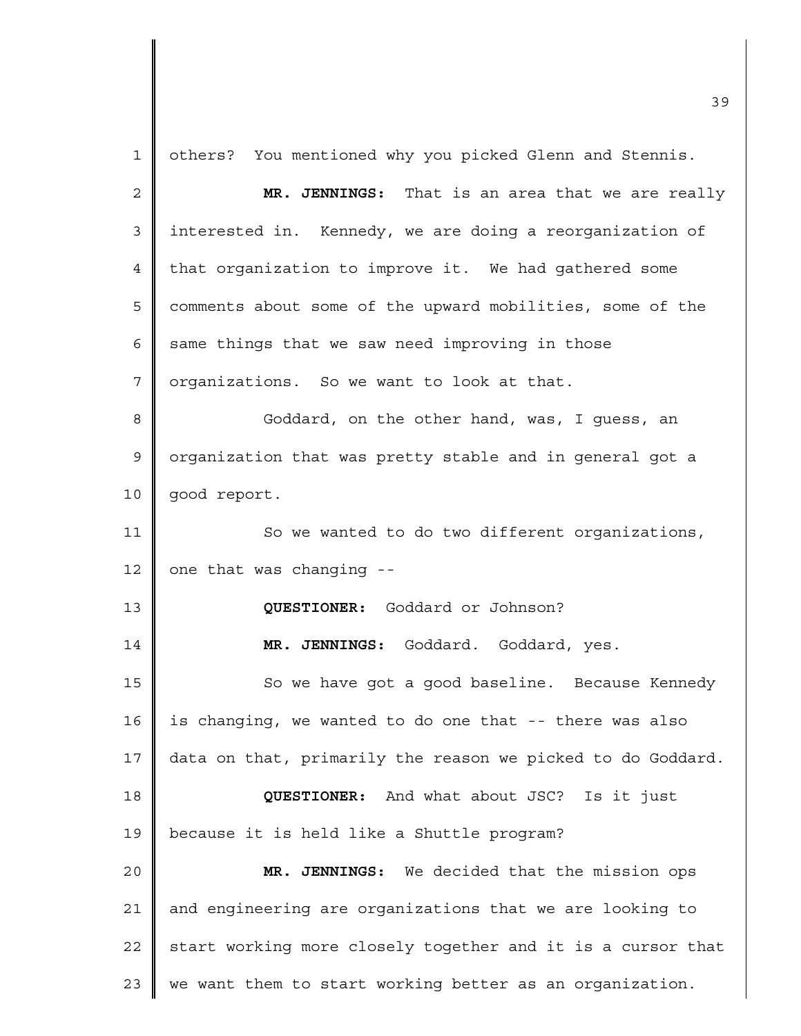others? You mentioned why you picked Glenn and Stennis.

**MR. JENNINGS:** That is an area that we are really interested in. Kennedy, we are doing a reorganization of that organization to improve it. We had gathered some comments about some of the upward mobilities, some of the same things that we saw need improving in those organizations. So we want to look at that.

Goddard, on the other hand, was, I guess, an organization that was pretty stable and in general got a good report.

So we wanted to do two different organizations, one that was changing --

**QUESTIONER:** Goddard or Johnson?

**MR. JENNINGS:** Goddard. Goddard, yes.

So we have got a good baseline. Because Kennedy is changing, we wanted to do one that -- there was also data on that, primarily the reason we picked to do Goddard.

**QUESTIONER:** And what about JSC? Is it just because it is held like a Shuttle program?

**MR. JENNINGS:** We decided that the mission ops and engineering are organizations that we are looking to start working more closely together and it is a cursor that we want them to start working better as an organization.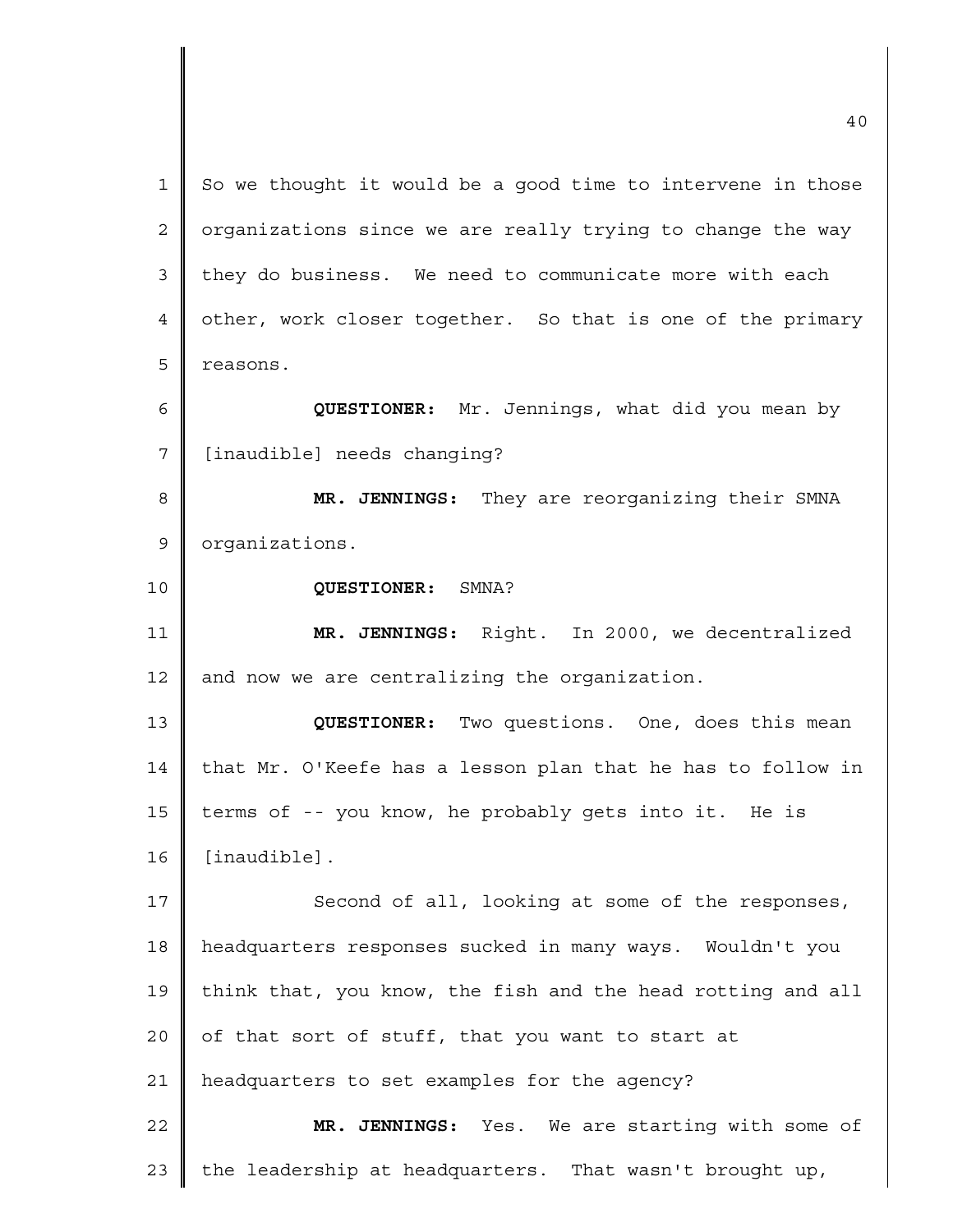So we thought it would be a good time to intervene in those organizations since we are really trying to change the way they do business. We need to communicate more with each other, work closer together. So that is one of the primary reasons.

**QUESTIONER:** Mr. Jennings, what did you mean by [inaudible] needs changing?

**MR. JENNINGS:** They are reorganizing their SMNA organizations.

**QUESTIONER:** SMNA?

**MR. JENNINGS:** Right. In 2000, we decentralized and now we are centralizing the organization.

**QUESTIONER:** Two questions. One, does this mean that Mr. O'Keefe has a lesson plan that he has to follow in terms of -- you know, he probably gets into it. He is [inaudible].

Second of all, looking at some of the responses, headquarters responses sucked in many ways. Wouldn't you think that, you know, the fish and the head rotting and all of that sort of stuff, that you want to start at headquarters to set examples for the agency?

**MR. JENNINGS:** Yes. We are starting with some of the leadership at headquarters. That wasn't brought up,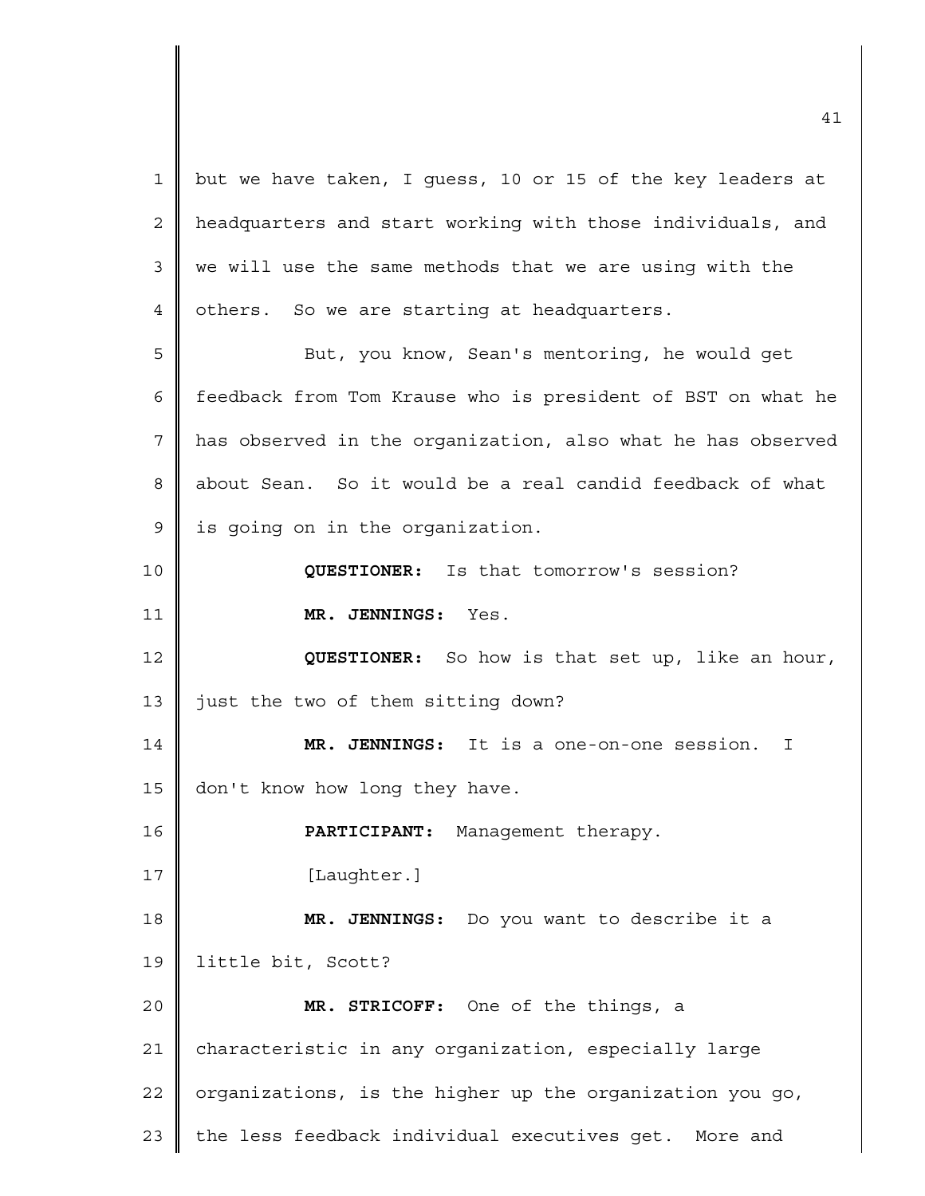but we have taken, I guess, 10 or 15 of the key leaders at headquarters and start working with those individuals, and we will use the same methods that we are using with the others. So we are starting at headquarters.

But, you know, Sean's mentoring, he would get feedback from Tom Krause who is president of BST on what he has observed in the organization, also what he has observed about Sean. So it would be a real candid feedback of what is going on in the organization.

**QUESTIONER:** Is that tomorrow's session?

**MR. JENNINGS:** Yes.

**QUESTIONER:** So how is that set up, like an hour, just the two of them sitting down?

**MR. JENNINGS:** It is a one-on-one session. I don't know how long they have.

**PARTICIPANT:** Management therapy.

[Laughter.]

**MR. JENNINGS:** Do you want to describe it a little bit, Scott?

**MR. STRICOFF:** One of the things, a characteristic in any organization, especially large organizations, is the higher up the organization you go, the less feedback individual executives get. More and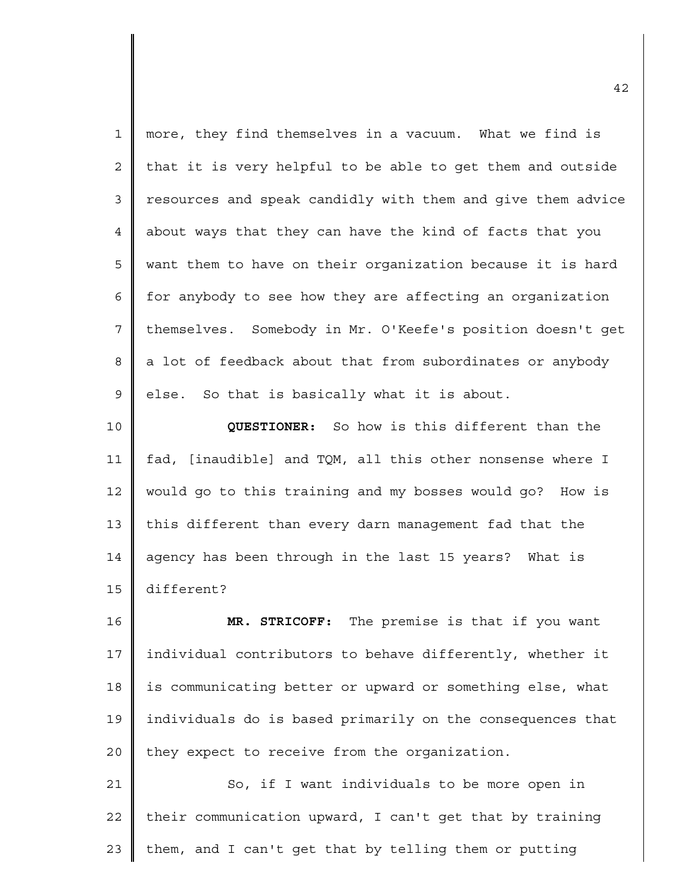more, they find themselves in a vacuum. What we find is that it is very helpful to be able to get them and outside resources and speak candidly with them and give them advice about ways that they can have the kind of facts that you want them to have on their organization because it is hard for anybody to see how they are affecting an organization themselves. Somebody in Mr. O'Keefe's position doesn't get a lot of feedback about that from subordinates or anybody else. So that is basically what it is about.

**QUESTIONER:** So how is this different than the fad, [inaudible] and TQM, all this other nonsense where I would go to this training and my bosses would go? How is this different than every darn management fad that the agency has been through in the last 15 years? What is different?

**MR. STRICOFF:** The premise is that if you want individual contributors to behave differently, whether it is communicating better or upward or something else, what individuals do is based primarily on the consequences that they expect to receive from the organization.

So, if I want individuals to be more open in their communication upward, I can't get that by training them, and I can't get that by telling them or putting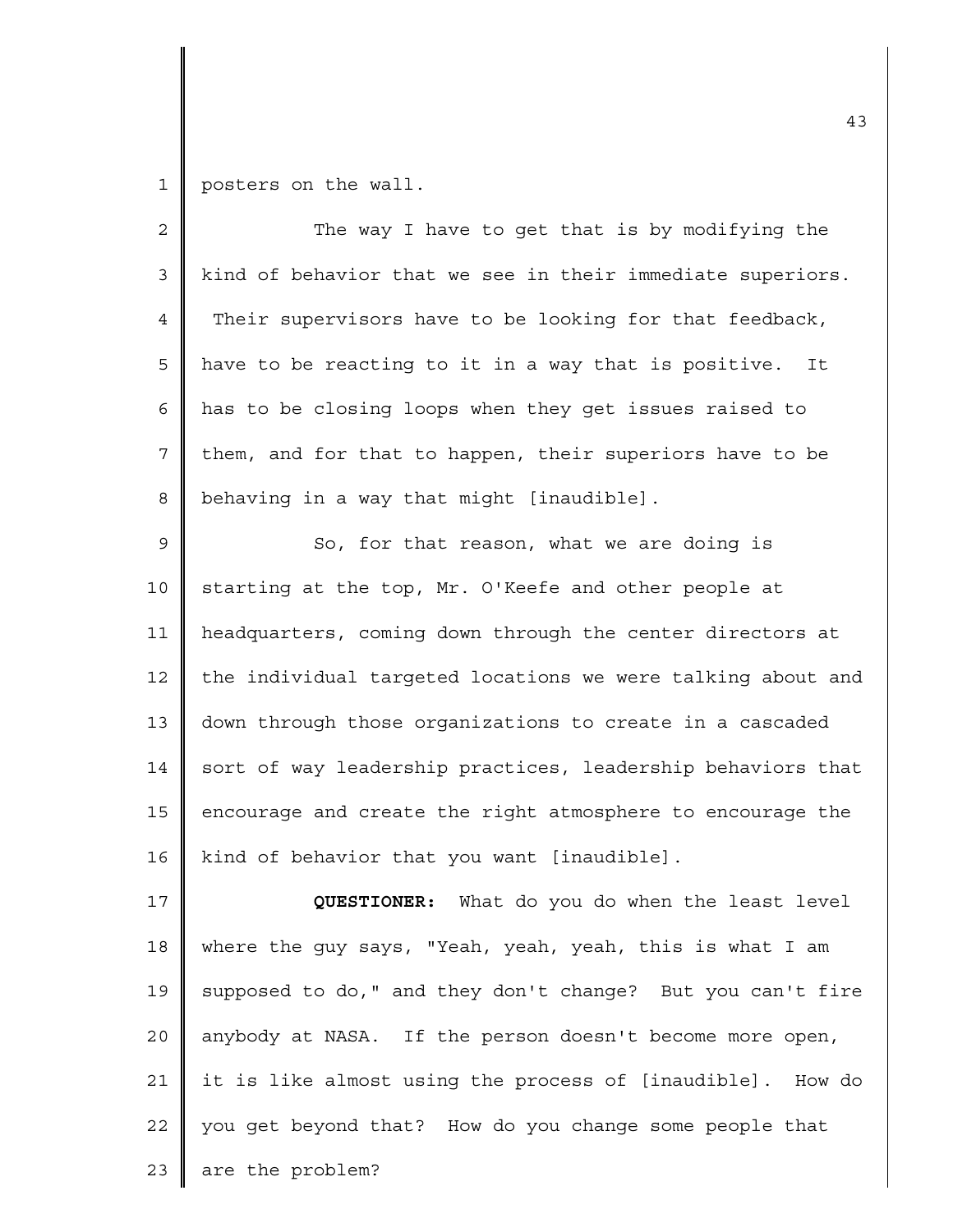posters on the wall.

The way I have to get that is by modifying the kind of behavior that we see in their immediate superiors. Their supervisors have to be looking for that feedback, have to be reacting to it in a way that is positive. It has to be closing loops when they get issues raised to them, and for that to happen, their superiors have to be behaving in a way that might [inaudible].

So, for that reason, what we are doing is starting at the top, Mr. O'Keefe and other people at headquarters, coming down through the center directors at the individual targeted locations we were talking about and down through those organizations to create in a cascaded sort of way leadership practices, leadership behaviors that encourage and create the right atmosphere to encourage the kind of behavior that you want [inaudible].

**QUESTIONER:** What do you do when the least level where the guy says, "Yeah, yeah, yeah, this is what I am supposed to do," and they don't change? But you can't fire anybody at NASA. If the person doesn't become more open, it is like almost using the process of [inaudible]. How do you get beyond that? How do you change some people that are the problem?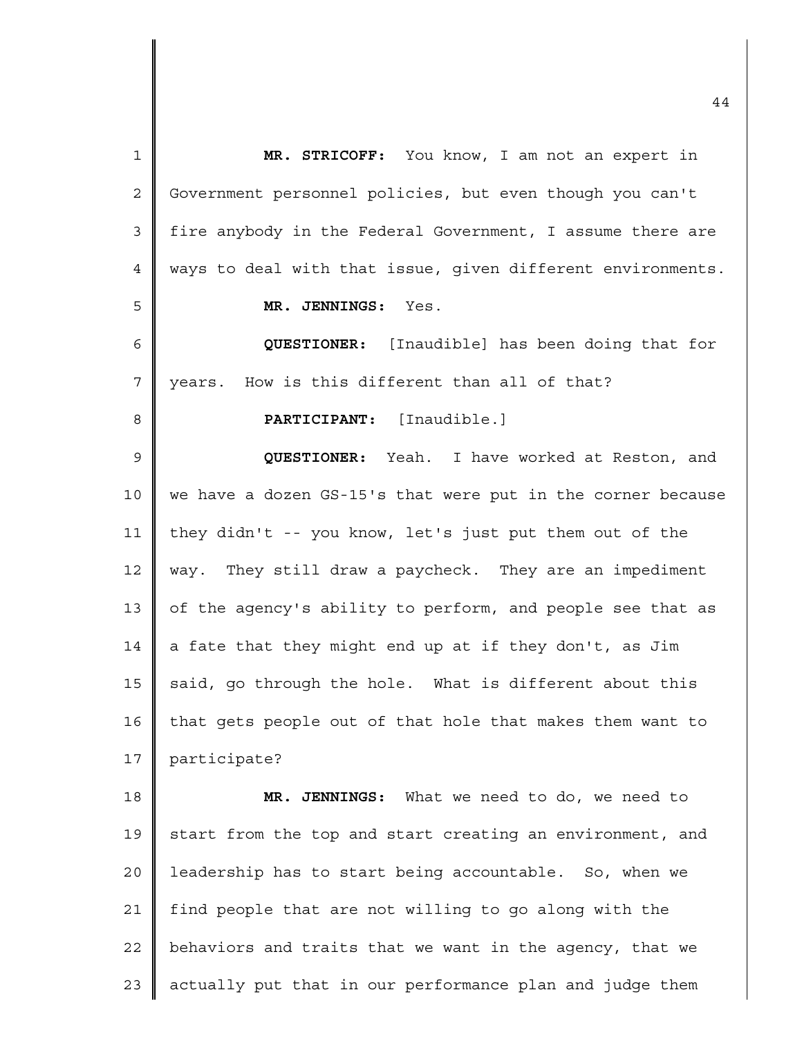**MR. STRICOFF:** You know, I am not an expert in Government personnel policies, but even though you can't fire anybody in the Federal Government, I assume there are ways to deal with that issue, given different environments.

**MR. JENNINGS:** Yes.

**QUESTIONER:** [Inaudible] has been doing that for years. How is this different than all of that?

**PARTICIPANT:** [Inaudible.]

**QUESTIONER:** Yeah. I have worked at Reston, and we have a dozen GS-15's that were put in the corner because they didn't -- you know, let's just put them out of the way. They still draw a paycheck. They are an impediment of the agency's ability to perform, and people see that as a fate that they might end up at if they don't, as Jim said, go through the hole. What is different about this that gets people out of that hole that makes them want to participate?

**MR. JENNINGS:** What we need to do, we need to start from the top and start creating an environment, and leadership has to start being accountable. So, when we find people that are not willing to go along with the behaviors and traits that we want in the agency, that we actually put that in our performance plan and judge them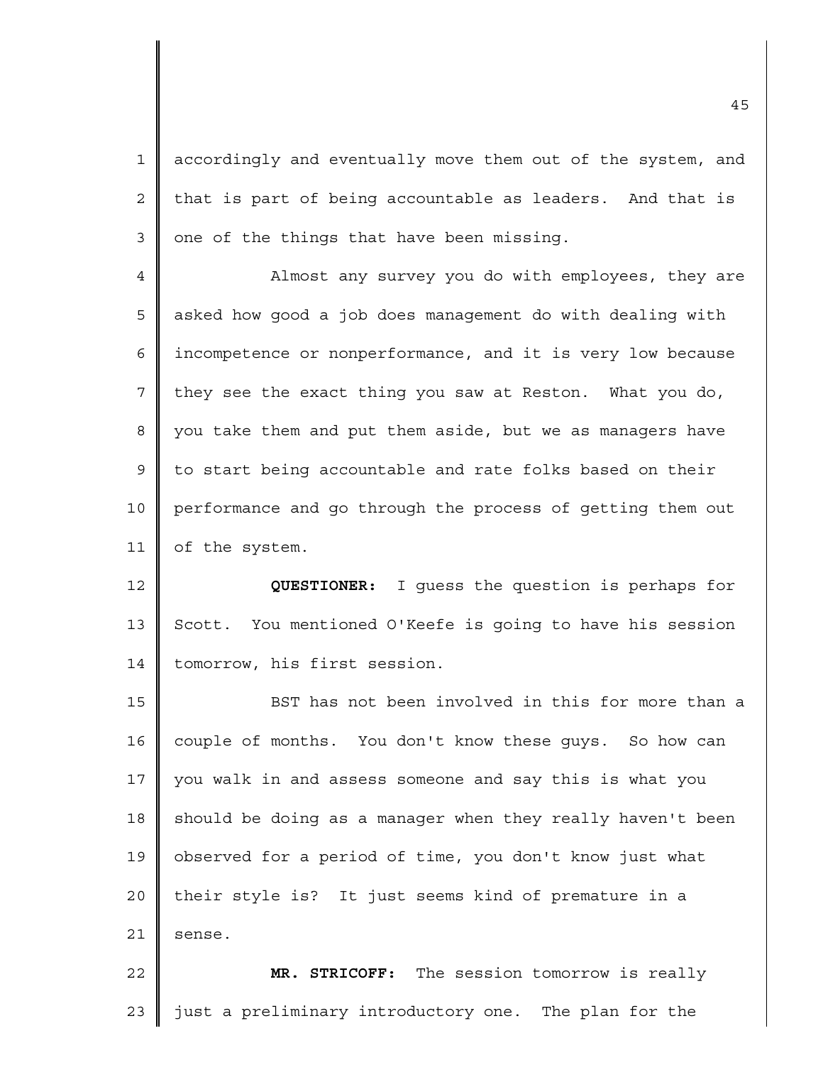accordingly and eventually move them out of the system, and that is part of being accountable as leaders. And that is one of the things that have been missing.

Almost any survey you do with employees, they are asked how good a job does management do with dealing with incompetence or nonperformance, and it is very low because they see the exact thing you saw at Reston. What you do, you take them and put them aside, but we as managers have to start being accountable and rate folks based on their performance and go through the process of getting them out of the system.

**QUESTIONER:** I guess the question is perhaps for Scott. You mentioned O'Keefe is going to have his session tomorrow, his first session.

BST has not been involved in this for more than a couple of months. You don't know these guys. So how can you walk in and assess someone and say this is what you should be doing as a manager when they really haven't been observed for a period of time, you don't know just what their style is? It just seems kind of premature in a sense.

**MR. STRICOFF:** The session tomorrow is really just a preliminary introductory one. The plan for the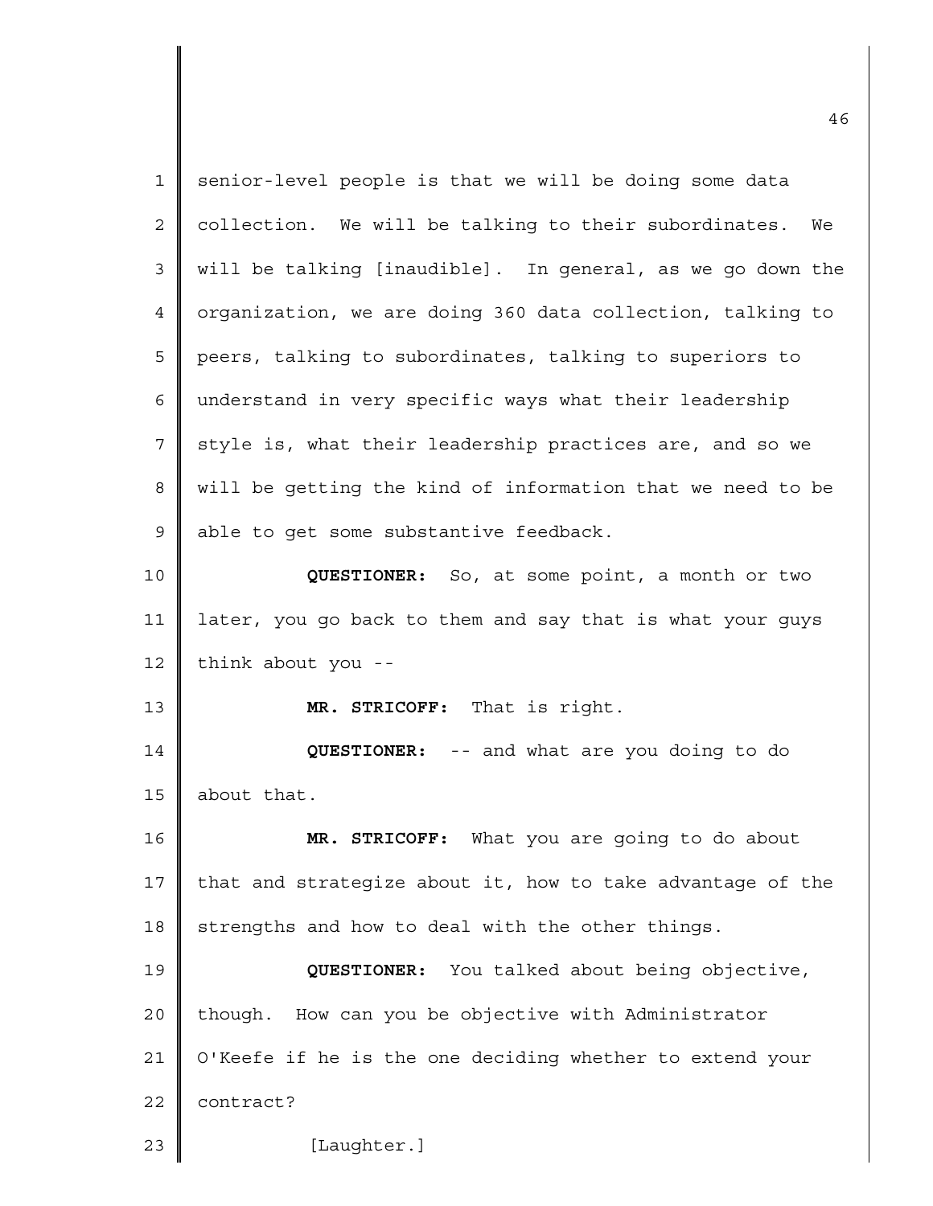senior-level people is that we will be doing some data collection. We will be talking to their subordinates. We will be talking [inaudible]. In general, as we go down the organization, we are doing 360 data collection, talking to peers, talking to subordinates, talking to superiors to understand in very specific ways what their leadership style is, what their leadership practices are, and so we will be getting the kind of information that we need to be able to get some substantive feedback.

**QUESTIONER:** So, at some point, a month or two later, you go back to them and say that is what your guys think about you --

**MR. STRICOFF:** That is right.

**QUESTIONER:** -- and what are you doing to do about that.

**MR. STRICOFF:** What you are going to do about that and strategize about it, how to take advantage of the strengths and how to deal with the other things.

**QUESTIONER:** You talked about being objective, though. How can you be objective with Administrator O'Keefe if he is the one deciding whether to extend your contract?

[Laughter.]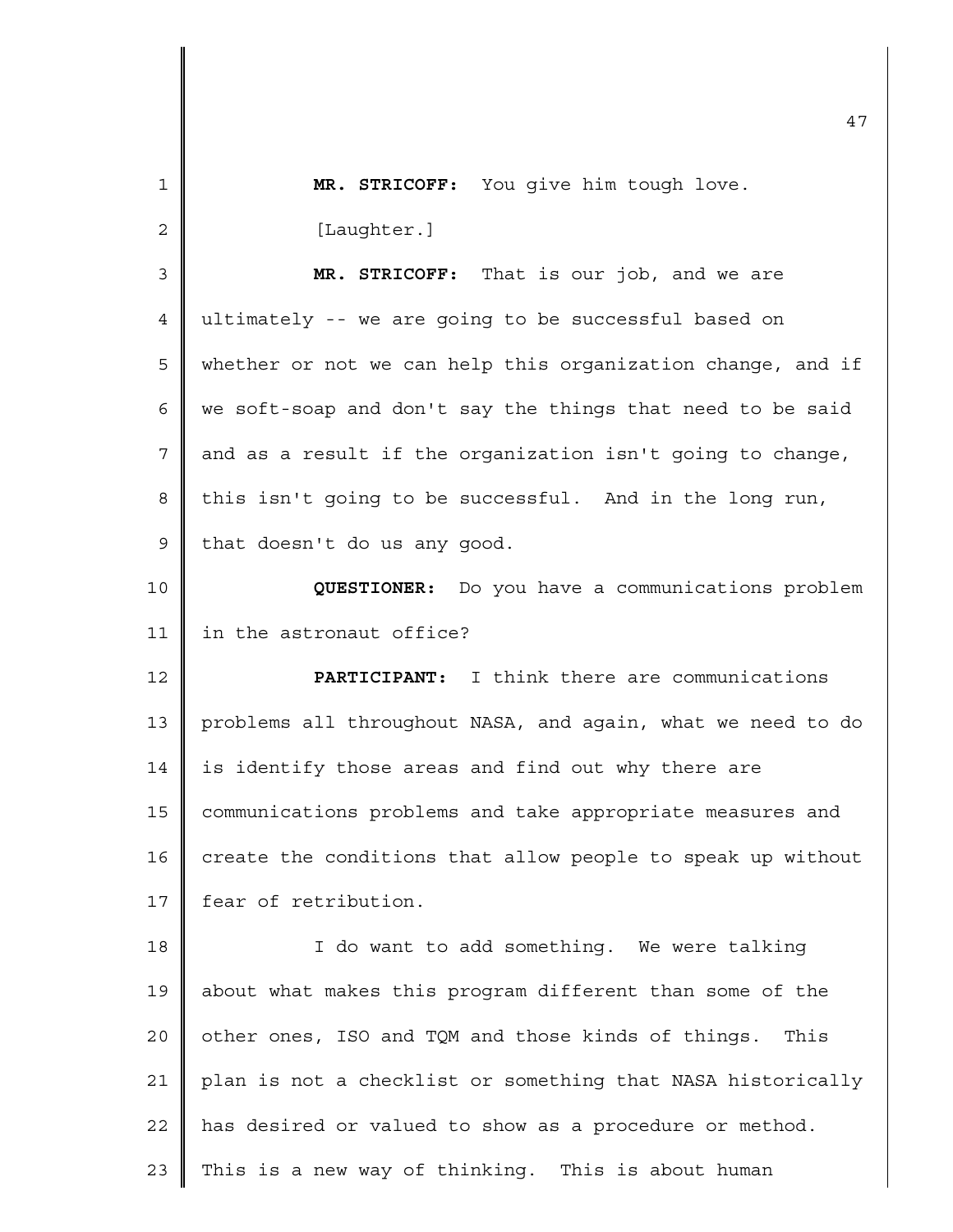**MR. STRICOFF:** You give him tough love.

[Laughter.]

**MR. STRICOFF:** That is our job, and we are ultimately -- we are going to be successful based on whether or not we can help this organization change, and if we soft-soap and don't say the things that need to be said and as a result if the organization isn't going to change, this isn't going to be successful. And in the long run, that doesn't do us any good.

**QUESTIONER:** Do you have a communications problem in the astronaut office?

**PARTICIPANT:** I think there are communications problems all throughout NASA, and again, what we need to do is identify those areas and find out why there are communications problems and take appropriate measures and create the conditions that allow people to speak up without fear of retribution.

I do want to add something. We were talking about what makes this program different than some of the other ones, ISO and TQM and those kinds of things. This plan is not a checklist or something that NASA historically has desired or valued to show as a procedure or method. This is a new way of thinking. This is about human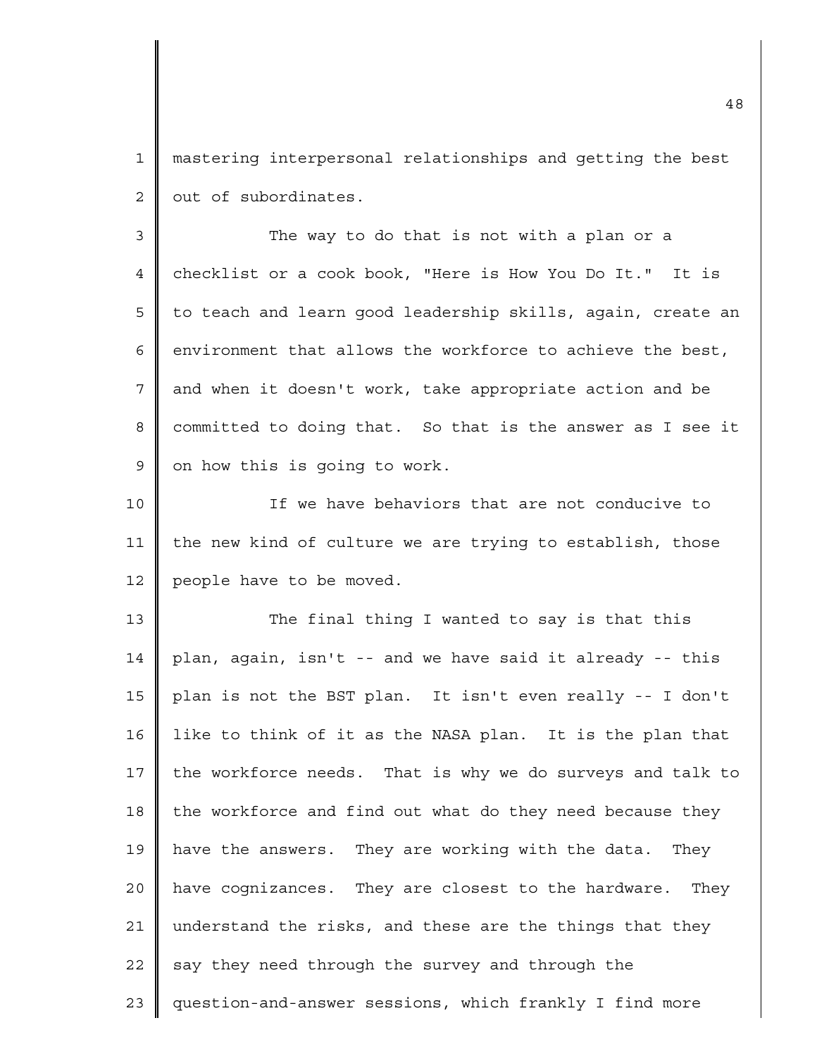mastering interpersonal relationships and getting the best out of subordinates.

The way to do that is not with a plan or a checklist or a cook book, "Here is How You Do It." It is to teach and learn good leadership skills, again, create an environment that allows the workforce to achieve the best, and when it doesn't work, take appropriate action and be committed to doing that. So that is the answer as I see it on how this is going to work.

If we have behaviors that are not conducive to the new kind of culture we are trying to establish, those people have to be moved.

The final thing I wanted to say is that this plan, again, isn't -- and we have said it already -- this plan is not the BST plan. It isn't even really -- I don't like to think of it as the NASA plan. It is the plan that the workforce needs. That is why we do surveys and talk to the workforce and find out what do they need because they have the answers. They are working with the data. They have cognizances. They are closest to the hardware. They understand the risks, and these are the things that they say they need through the survey and through the question-and-answer sessions, which frankly I find more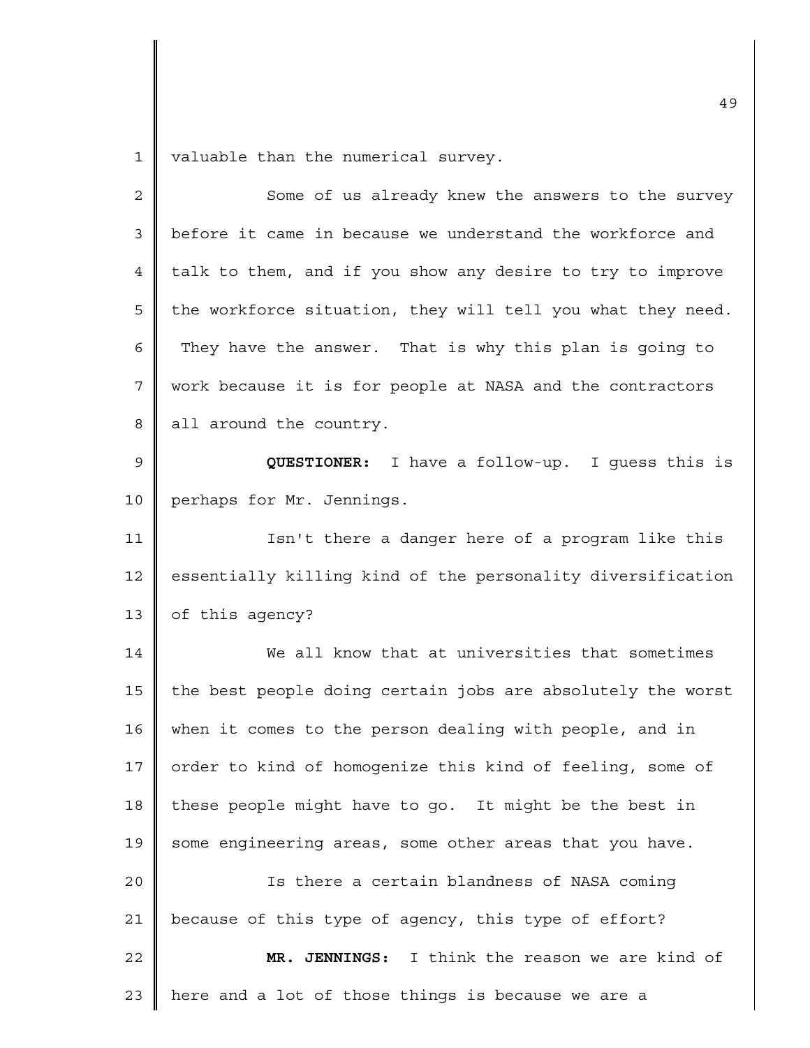valuable than the numerical survey.

Some of us already knew the answers to the survey before it came in because we understand the workforce and talk to them, and if you show any desire to try to improve the workforce situation, they will tell you what they need. They have the answer. That is why this plan is going to work because it is for people at NASA and the contractors all around the country.

**QUESTIONER:** I have a follow-up. I guess this is perhaps for Mr. Jennings.

Isn't there a danger here of a program like this essentially killing kind of the personality diversification of this agency?

We all know that at universities that sometimes the best people doing certain jobs are absolutely the worst when it comes to the person dealing with people, and in order to kind of homogenize this kind of feeling, some of these people might have to go. It might be the best in some engineering areas, some other areas that you have.

Is there a certain blandness of NASA coming because of this type of agency, this type of effort?

**MR. JENNINGS:** I think the reason we are kind of here and a lot of those things is because we are a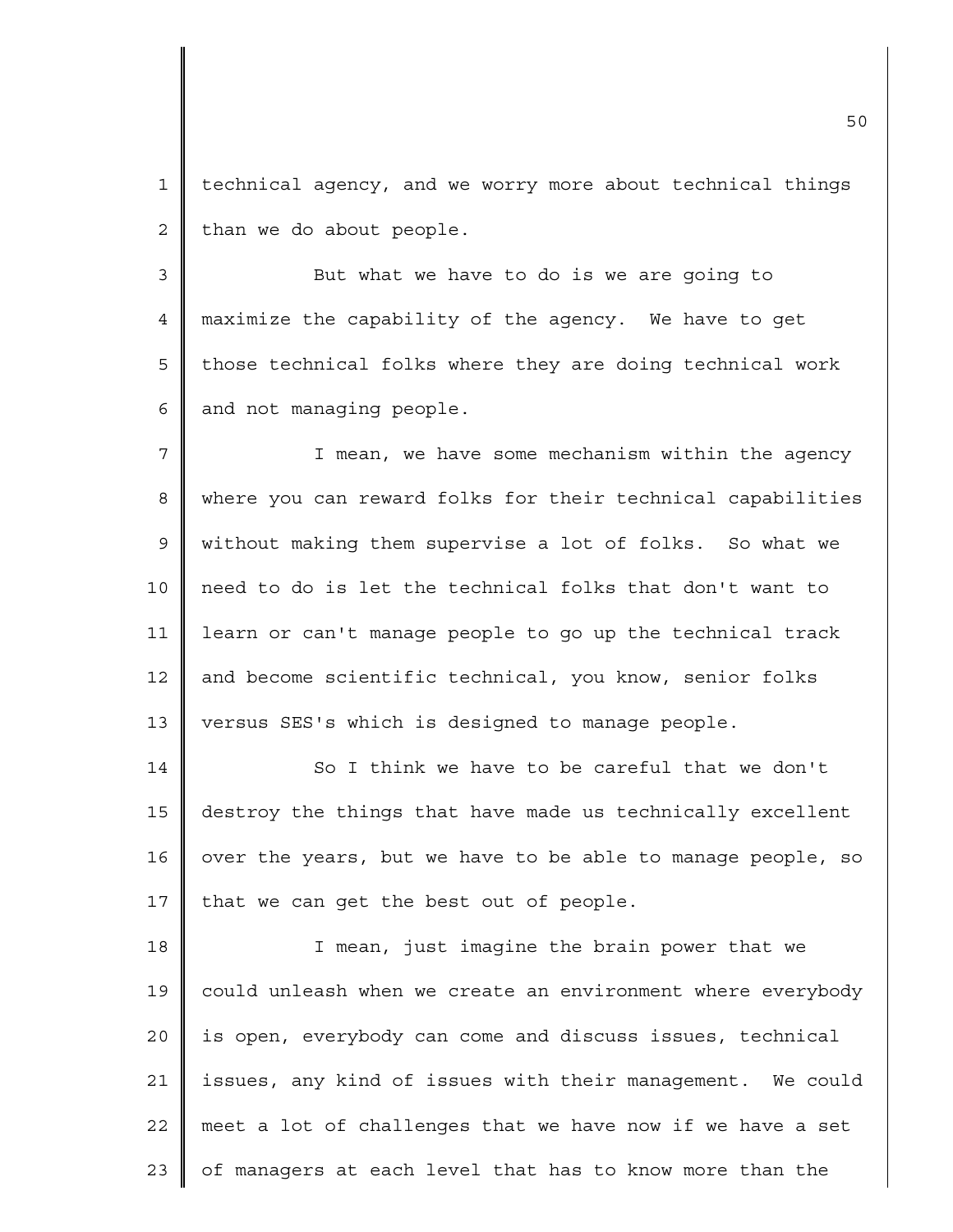technical agency, and we worry more about technical things than we do about people.

But what we have to do is we are going to maximize the capability of the agency. We have to get those technical folks where they are doing technical work and not managing people.

I mean, we have some mechanism within the agency where you can reward folks for their technical capabilities without making them supervise a lot of folks. So what we need to do is let the technical folks that don't want to learn or can't manage people to go up the technical track and become scientific technical, you know, senior folks versus SES's which is designed to manage people.

So I think we have to be careful that we don't destroy the things that have made us technically excellent over the years, but we have to be able to manage people, so that we can get the best out of people.

I mean, just imagine the brain power that we could unleash when we create an environment where everybody is open, everybody can come and discuss issues, technical issues, any kind of issues with their management. We could meet a lot of challenges that we have now if we have a set of managers at each level that has to know more than the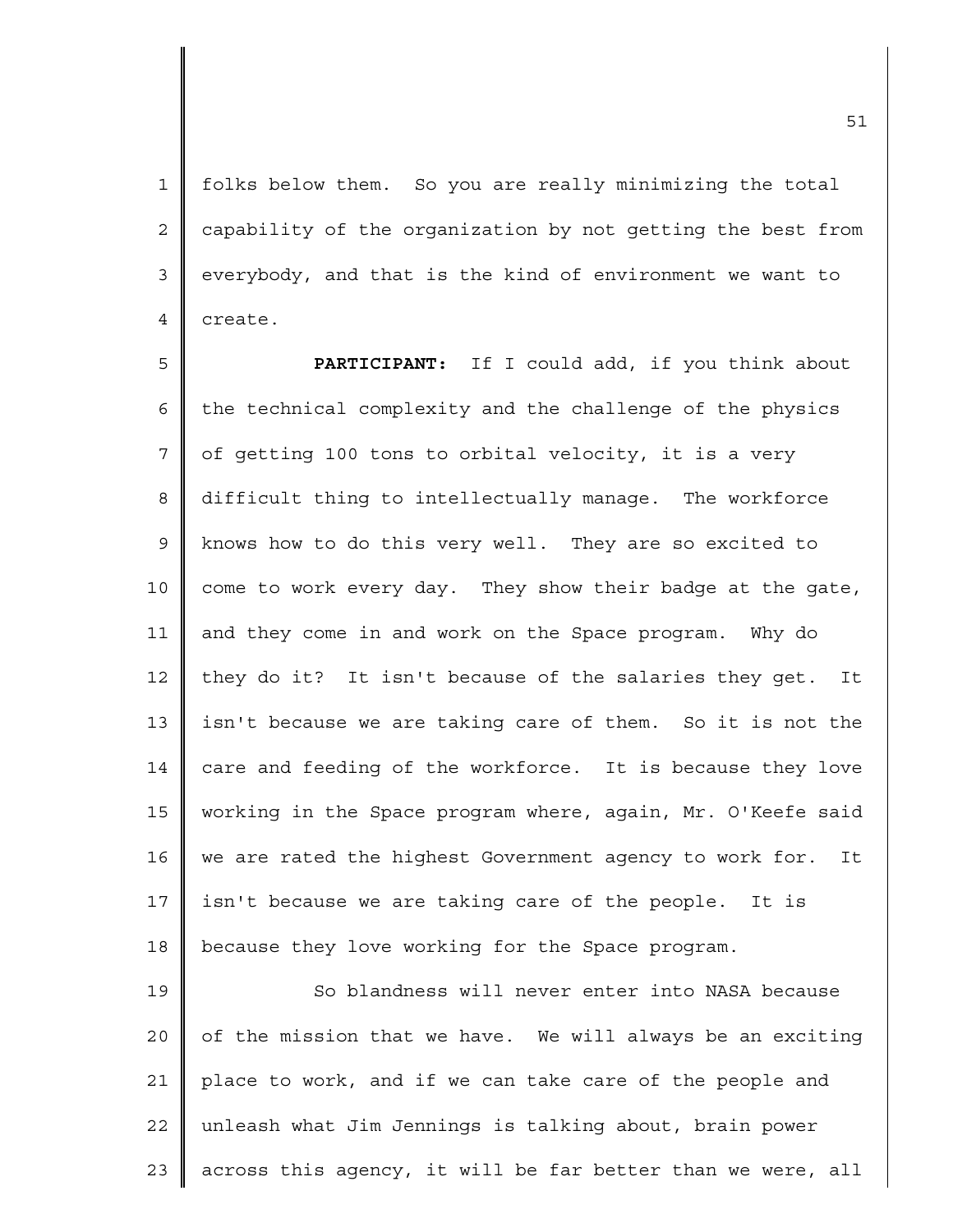folks below them. So you are really minimizing the total capability of the organization by not getting the best from everybody, and that is the kind of environment we want to create.

**PARTICIPANT:** If I could add, if you think about the technical complexity and the challenge of the physics of getting 100 tons to orbital velocity, it is a very difficult thing to intellectually manage. The workforce knows how to do this very well. They are so excited to come to work every day. They show their badge at the gate, and they come in and work on the Space program. Why do they do it? It isn't because of the salaries they get. It isn't because we are taking care of them. So it is not the care and feeding of the workforce. It is because they love working in the Space program where, again, Mr. O'Keefe said we are rated the highest Government agency to work for. It isn't because we are taking care of the people. It is because they love working for the Space program.

So blandness will never enter into NASA because of the mission that we have. We will always be an exciting place to work, and if we can take care of the people and unleash what Jim Jennings is talking about, brain power across this agency, it will be far better than we were, all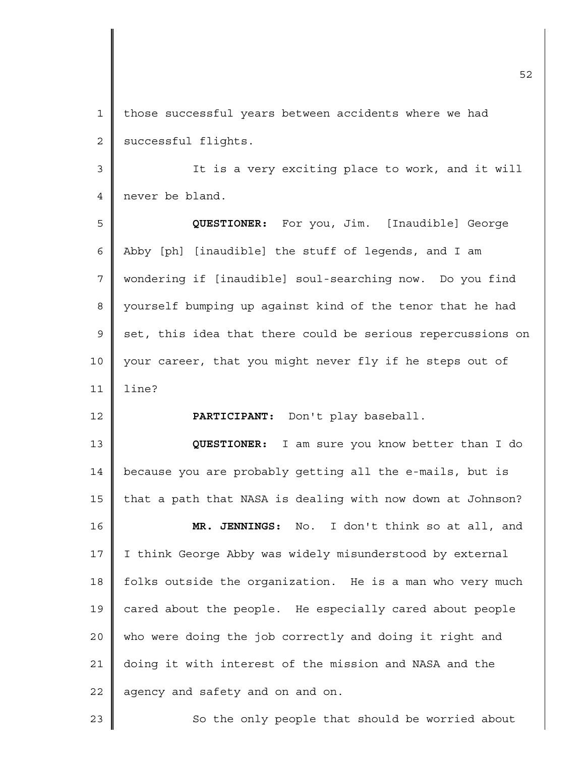those successful years between accidents where we had successful flights.

It is a very exciting place to work, and it will never be bland.

**QUESTIONER:** For you, Jim. [Inaudible] George Abby [ph] [inaudible] the stuff of legends, and I am wondering if [inaudible] soul-searching now. Do you find yourself bumping up against kind of the tenor that he had set, this idea that there could be serious repercussions on your career, that you might never fly if he steps out of line?

**PARTICIPANT:** Don't play baseball.

**QUESTIONER:** I am sure you know better than I do because you are probably getting all the e-mails, but is that a path that NASA is dealing with now down at Johnson?

**MR. JENNINGS:** No. I don't think so at all, and I think George Abby was widely misunderstood by external folks outside the organization. He is a man who very much cared about the people. He especially cared about people who were doing the job correctly and doing it right and doing it with interest of the mission and NASA and the agency and safety and on and on.

So the only people that should be worried about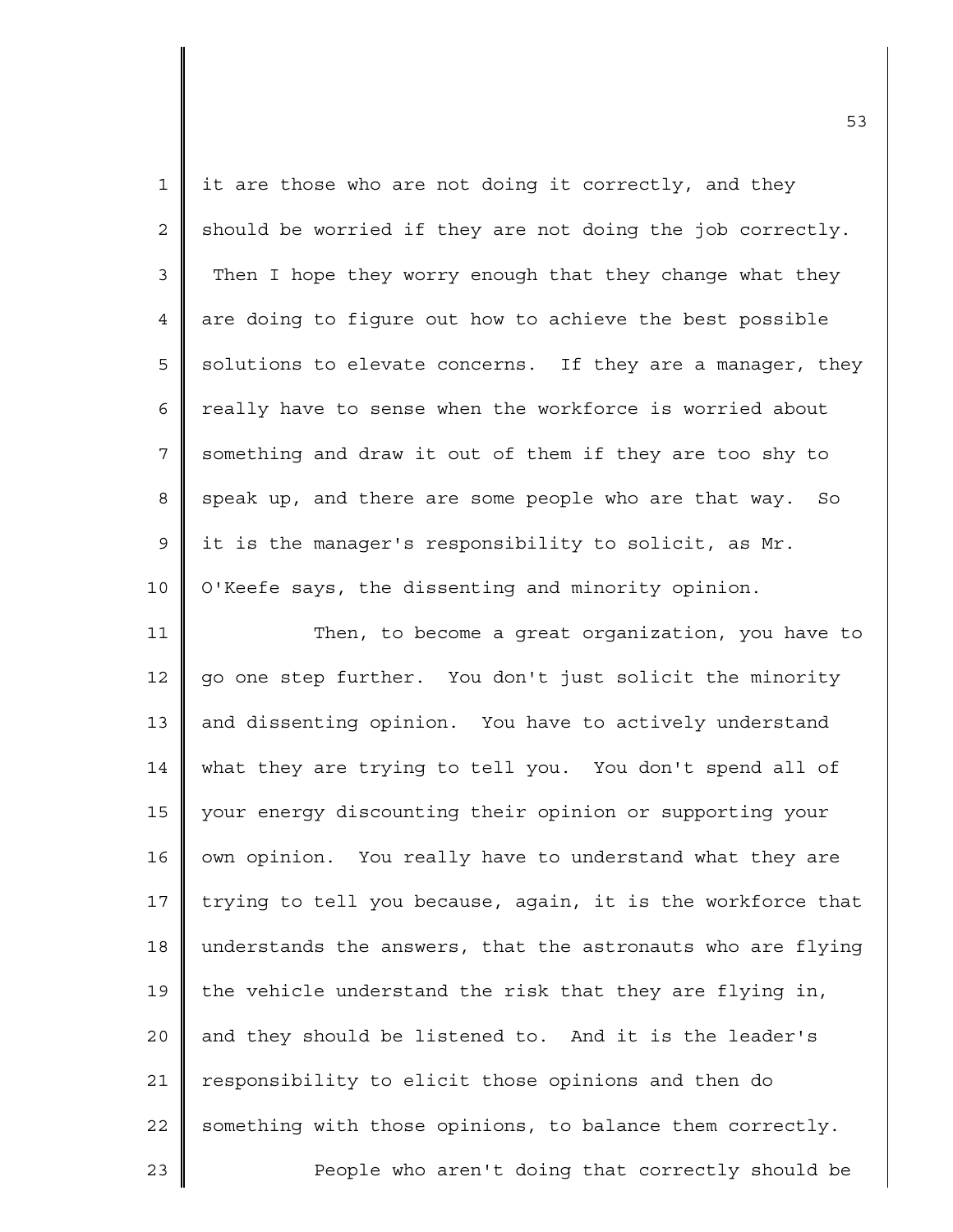it are those who are not doing it correctly, and they should be worried if they are not doing the job correctly. Then I hope they worry enough that they change what they are doing to figure out how to achieve the best possible solutions to elevate concerns. If they are a manager, they really have to sense when the workforce is worried about something and draw it out of them if they are too shy to speak up, and there are some people who are that way. So it is the manager's responsibility to solicit, as Mr. O'Keefe says, the dissenting and minority opinion.

Then, to become a great organization, you have to go one step further. You don't just solicit the minority and dissenting opinion. You have to actively understand what they are trying to tell you. You don't spend all of your energy discounting their opinion or supporting your own opinion. You really have to understand what they are trying to tell you because, again, it is the workforce that understands the answers, that the astronauts who are flying the vehicle understand the risk that they are flying in, and they should be listened to. And it is the leader's responsibility to elicit those opinions and then do something with those opinions, to balance them correctly.

People who aren't doing that correctly should be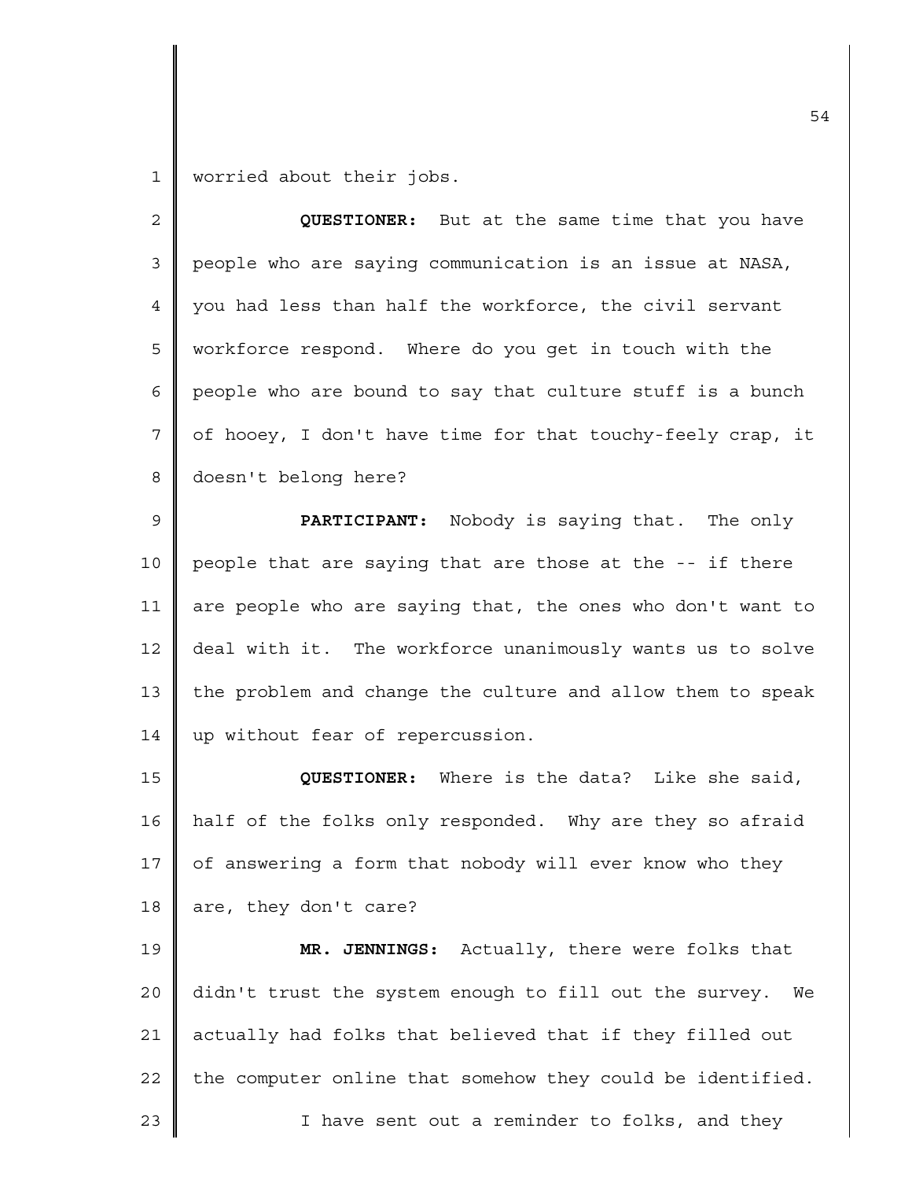worried about their jobs.

**QUESTIONER:** But at the same time that you have people who are saying communication is an issue at NASA, you had less than half the workforce, the civil servant workforce respond. Where do you get in touch with the people who are bound to say that culture stuff is a bunch of hooey, I don't have time for that touchy-feely crap, it doesn't belong here?

**PARTICIPANT:** Nobody is saying that. The only people that are saying that are those at the -- if there are people who are saying that, the ones who don't want to deal with it. The workforce unanimously wants us to solve the problem and change the culture and allow them to speak up without fear of repercussion.

**QUESTIONER:** Where is the data? Like she said, half of the folks only responded. Why are they so afraid of answering a form that nobody will ever know who they are, they don't care?

**MR. JENNINGS:** Actually, there were folks that didn't trust the system enough to fill out the survey. We actually had folks that believed that if they filled out the computer online that somehow they could be identified.

I have sent out a reminder to folks, and they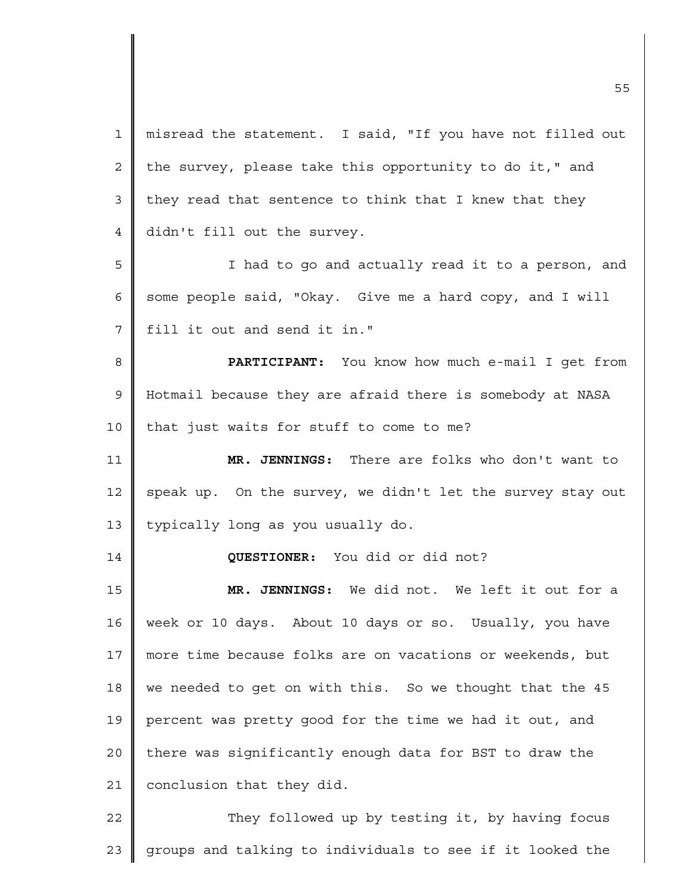misread the statement. I said, "If you have not filled out the survey, please take this opportunity to do it," and they read that sentence to think that I knew that they didn't fill out the survey.

I had to go and actually read it to a person, and some people said, "Okay. Give me a hard copy, and I will fill it out and send it in."

**PARTICIPANT:** You know how much e-mail I get from Hotmail because they are afraid there is somebody at NASA that just waits for stuff to come to me?

**MR. JENNINGS:** There are folks who don't want to speak up. On the survey, we didn't let the survey stay out typically long as you usually do.

**QUESTIONER:** You did or did not?

**MR. JENNINGS:** We did not. We left it out for a week or 10 days. About 10 days or so. Usually, you have more time because folks are on vacations or weekends, but we needed to get on with this. So we thought that the 45 percent was pretty good for the time we had it out, and there was significantly enough data for BST to draw the conclusion that they did.

They followed up by testing it, by having focus groups and talking to individuals to see if it looked the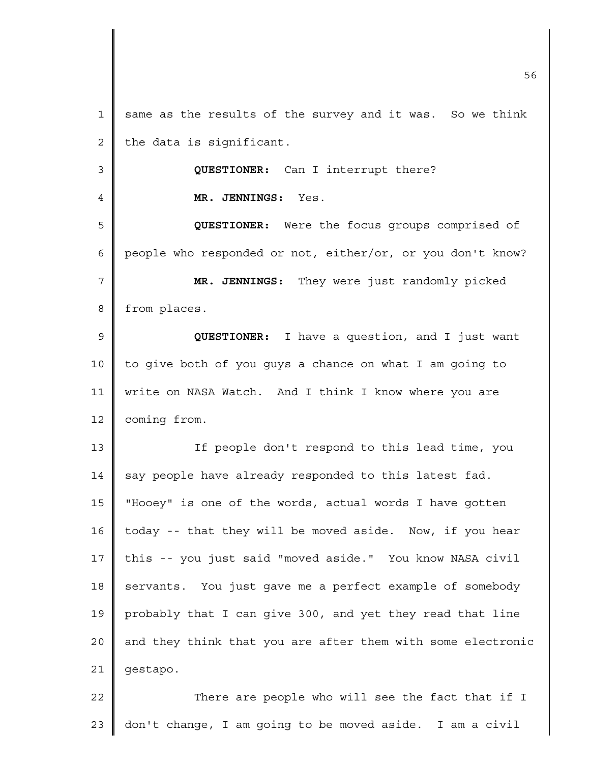same as the results of the survey and it was. So we think the data is significant.

**QUESTIONER:** Can I interrupt there?

**MR. JENNINGS:** Yes.

**QUESTIONER:** Were the focus groups comprised of people who responded or not, either/or, or you don't know?

**MR. JENNINGS:** They were just randomly picked from places.

**QUESTIONER:** I have a question, and I just want to give both of you guys a chance on what I am going to write on NASA Watch. And I think I know where you are coming from.

If people don't respond to this lead time, you say people have already responded to this latest fad. "Hooey" is one of the words, actual words I have gotten today -- that they will be moved aside. Now, if you hear this -- you just said "moved aside." You know NASA civil servants. You just gave me a perfect example of somebody probably that I can give 300, and yet they read that line and they think that you are after them with some electronic gestapo.

There are people who will see the fact that if I don't change, I am going to be moved aside. I am a civil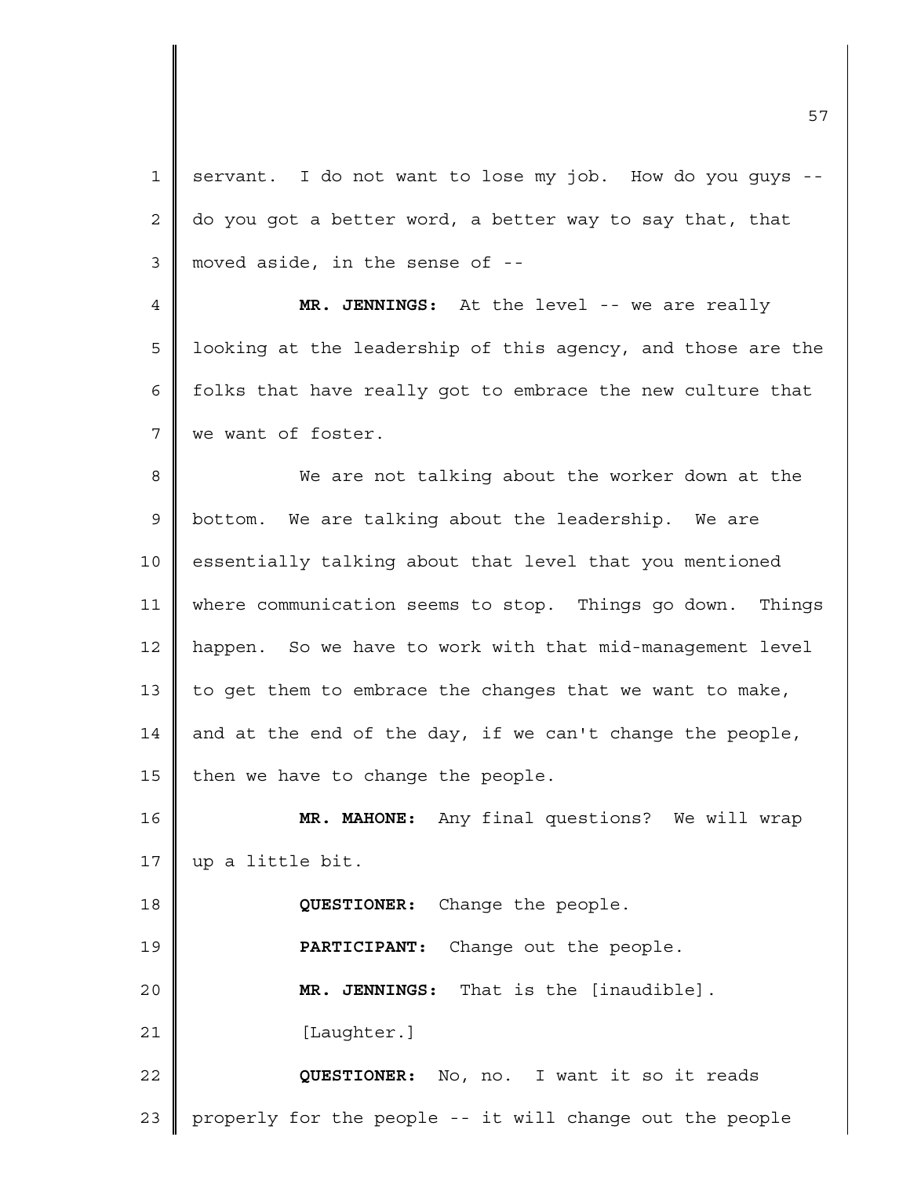servant. I do not want to lose my job. How do you guys -- do you got a better word, a better way to say that, that moved aside, in the sense of --

**MR. JENNINGS:** At the level -- we are really looking at the leadership of this agency, and those are the folks that have really got to embrace the new culture that we want of foster.

We are not talking about the worker down at the bottom. We are talking about the leadership. We are essentially talking about that level that you mentioned where communication seems to stop. Things go down. Things happen. So we have to work with that mid-management level to get them to embrace the changes that we want to make, and at the end of the day, if we can't change the people, then we have to change the people.

**MR. MAHONE:** Any final questions? We will wrap up a little bit.

**QUESTIONER:** Change the people.

**PARTICIPANT:** Change out the people.

**MR. JENNINGS:** That is the [inaudible].

[Laughter.]

**QUESTIONER:** No, no. I want it so it reads properly for the people -- it will change out the people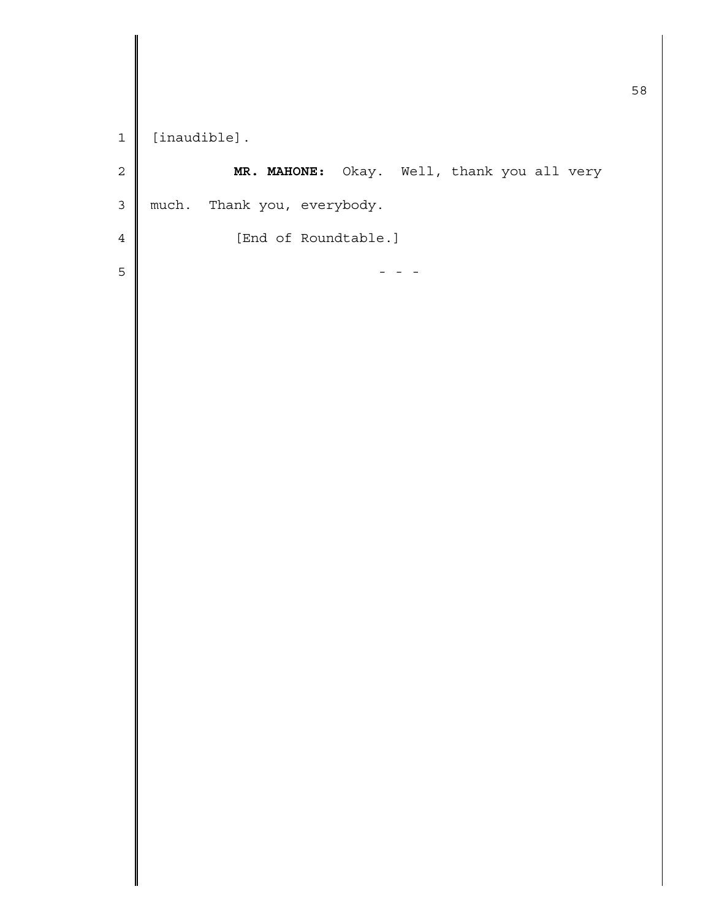[inaudible].

**MR. MAHONE:** Okay. Well, thank you all very much. Thank you, everybody.

[End of Roundtable.]

\- - -